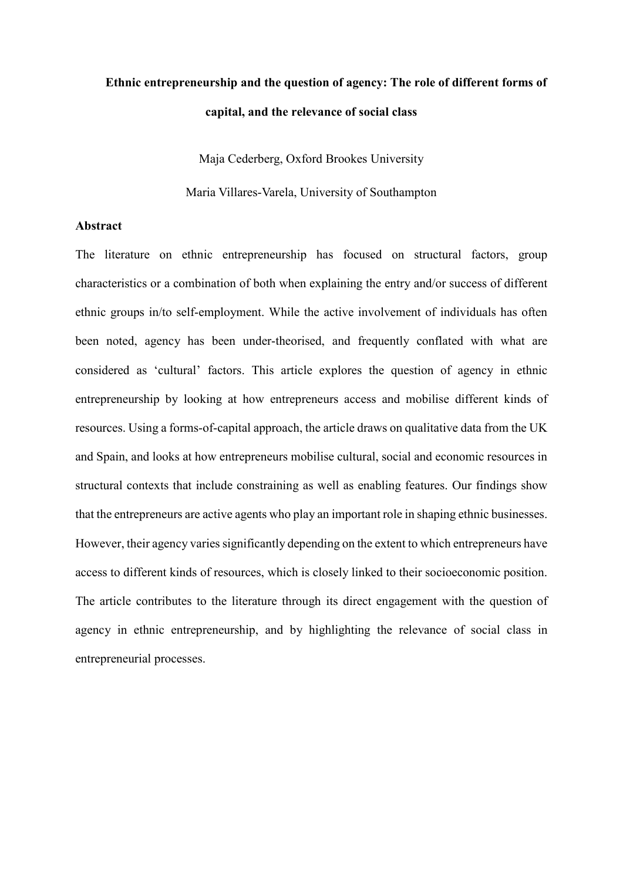# Ethnic entrepreneurship and the question of agency: The role of different forms of capital, and the relevance of social class

Maja Cederberg, Oxford Brookes University

Maria Villares-Varela, University of Southampton

## Abstract

The literature on ethnic entrepreneurship has focused on structural factors, group characteristics or a combination of both when explaining the entry and/or success of different ethnic groups in/to self-employment. While the active involvement of individuals has often been noted, agency has been under-theorised, and frequently conflated with what are considered as 'cultural' factors. This article explores the question of agency in ethnic entrepreneurship by looking at how entrepreneurs access and mobilise different kinds of resources. Using a forms-of-capital approach, the article draws on qualitative data from the UK and Spain, and looks at how entrepreneurs mobilise cultural, social and economic resources in structural contexts that include constraining as well as enabling features. Our findings show that the entrepreneurs are active agents who play an important role in shaping ethnic businesses. However, their agency varies significantly depending on the extent to which entrepreneurs have access to different kinds of resources, which is closely linked to their socioeconomic position. The article contributes to the literature through its direct engagement with the question of agency in ethnic entrepreneurship, and by highlighting the relevance of social class in entrepreneurial processes.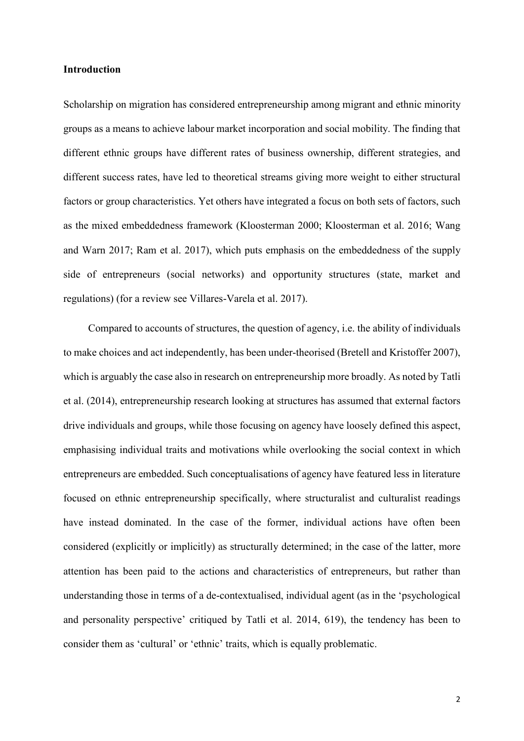## Introduction

Scholarship on migration has considered entrepreneurship among migrant and ethnic minority groups as a means to achieve labour market incorporation and social mobility. The finding that different ethnic groups have different rates of business ownership, different strategies, and different success rates, have led to theoretical streams giving more weight to either structural factors or group characteristics. Yet others have integrated a focus on both sets of factors, such as the mixed embeddedness framework (Kloosterman 2000; Kloosterman et al. 2016; Wang and Warn 2017; Ram et al. 2017), which puts emphasis on the embeddedness of the supply side of entrepreneurs (social networks) and opportunity structures (state, market and regulations) (for a review see Villares-Varela et al. 2017).

Compared to accounts of structures, the question of agency, i.e. the ability of individuals to make choices and act independently, has been under-theorised (Bretell and Kristoffer 2007), which is arguably the case also in research on entrepreneurship more broadly. As noted by Tatli et al. (2014), entrepreneurship research looking at structures has assumed that external factors drive individuals and groups, while those focusing on agency have loosely defined this aspect, emphasising individual traits and motivations while overlooking the social context in which entrepreneurs are embedded. Such conceptualisations of agency have featured less in literature focused on ethnic entrepreneurship specifically, where structuralist and culturalist readings have instead dominated. In the case of the former, individual actions have often been considered (explicitly or implicitly) as structurally determined; in the case of the latter, more attention has been paid to the actions and characteristics of entrepreneurs, but rather than understanding those in terms of a de-contextualised, individual agent (as in the 'psychological and personality perspective' critiqued by Tatli et al. 2014, 619), the tendency has been to consider them as 'cultural' or 'ethnic' traits, which is equally problematic.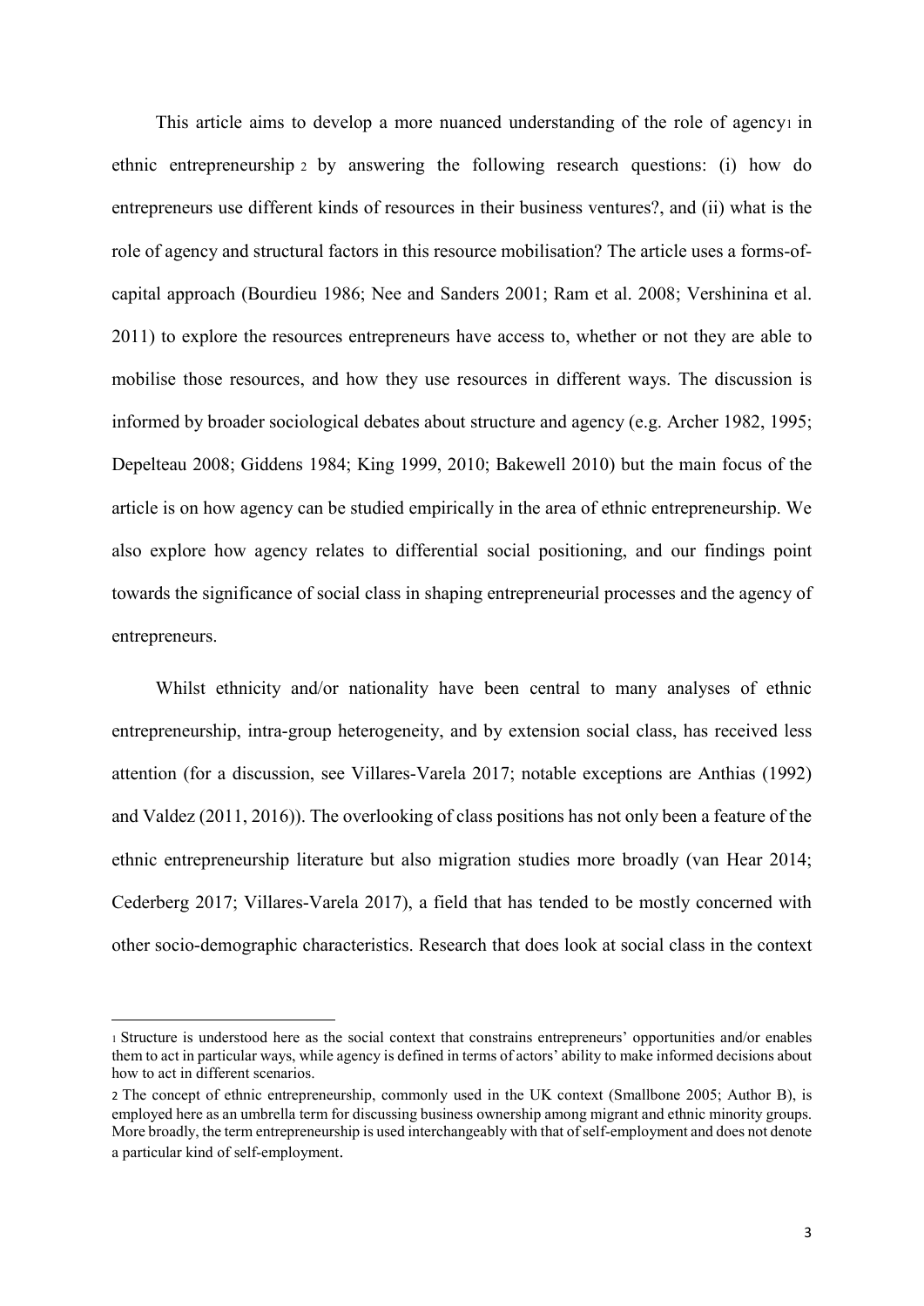This article aims to develop a more nuanced understanding of the role of agency[1] in ethnic entrepreneurship [2] by answering the following research questions: (i) how do entrepreneurs use different kinds of resources in their business ventures?, and (ii) what is the role of agency and structural factors in this resource mobilisation? The article uses a forms-of-capital approach (Bourdieu 1986; Nee and Sanders 2001; Ram et al. 2008; Vershinina et al. 2011) to explore the resources entrepreneurs have access to, whether or not they are able to mobilise those resources, and how they use resources in different ways. The discussion is informed by broader sociological debates about structure and agency (e.g. Archer 1982, 1995; Depelteau 2008; Giddens 1984; King 1999, 2010; Bakewell 2010) but the main focus of the article is on how agency can be studied empirically in the area of ethnic entrepreneurship. We also explore how agency relates to differential social positioning, and our findings point towards the significance of social class in shaping entrepreneurial processes and the agency of entrepreneurs.

Whilst ethnicity and/or nationality have been central to many analyses of ethnic entrepreneurship, intra-group heterogeneity, and by extension social class, has received less attention (for a discussion, see Villares-Varela 2017; notable exceptions are Anthias (1992) and Valdez (2011, 2016)). The overlooking of class positions has not only been a feature of the ethnic entrepreneurship literature but also migration studies more broadly (van Hear 2014; Cederberg 2017; Villares-Varela 2017), a field that has tended to be mostly concerned with other socio-demographic characteristics. Research that does look at social class in the context

---

[1] Structure is understood here as the social context that constrains entrepreneurs' opportunities and/or enables them to act in particular ways, while agency is defined in terms of actors' ability to make informed decisions about how to act in different scenarios.

[2] The concept of ethnic entrepreneurship, commonly used in the UK context (Smallbone 2005; Author B), is employed here as an umbrella term for discussing business ownership among migrant and ethnic minority groups. More broadly, the term entrepreneurship is used interchangeably with that of self-employment and does not denote a particular kind of self-employment.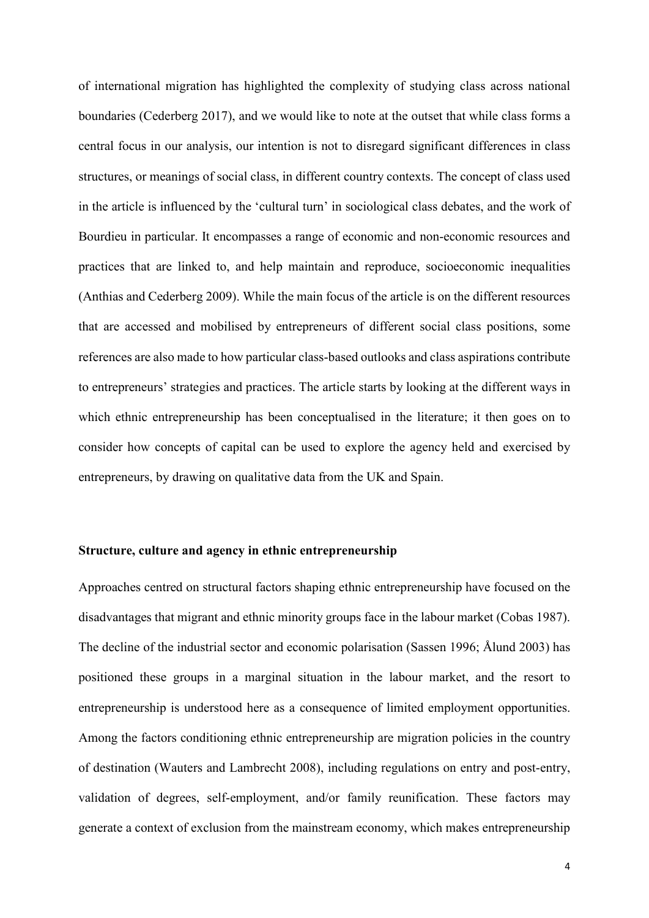of international migration has highlighted the complexity of studying class across national boundaries (Cederberg 2017), and we would like to note at the outset that while class forms a central focus in our analysis, our intention is not to disregard significant differences in class structures, or meanings of social class, in different country contexts. The concept of class used in the article is influenced by the 'cultural turn' in sociological class debates, and the work of Bourdieu in particular. It encompasses a range of economic and non-economic resources and practices that are linked to, and help maintain and reproduce, socioeconomic inequalities (Anthias and Cederberg 2009). While the main focus of the article is on the different resources that are accessed and mobilised by entrepreneurs of different social class positions, some references are also made to how particular class-based outlooks and class aspirations contribute to entrepreneurs' strategies and practices. The article starts by looking at the different ways in which ethnic entrepreneurship has been conceptualised in the literature; it then goes on to consider how concepts of capital can be used to explore the agency held and exercised by entrepreneurs, by drawing on qualitative data from the UK and Spain.

## Structure, culture and agency in ethnic entrepreneurship

Approaches centred on structural factors shaping ethnic entrepreneurship have focused on the disadvantages that migrant and ethnic minority groups face in the labour market (Cobas 1987). The decline of the industrial sector and economic polarisation (Sassen 1996; Ålund 2003) has positioned these groups in a marginal situation in the labour market, and the resort to entrepreneurship is understood here as a consequence of limited employment opportunities. Among the factors conditioning ethnic entrepreneurship are migration policies in the country of destination (Wauters and Lambrecht 2008), including regulations on entry and post-entry, validation of degrees, self-employment, and/or family reunification. These factors may generate a context of exclusion from the mainstream economy, which makes entrepreneurship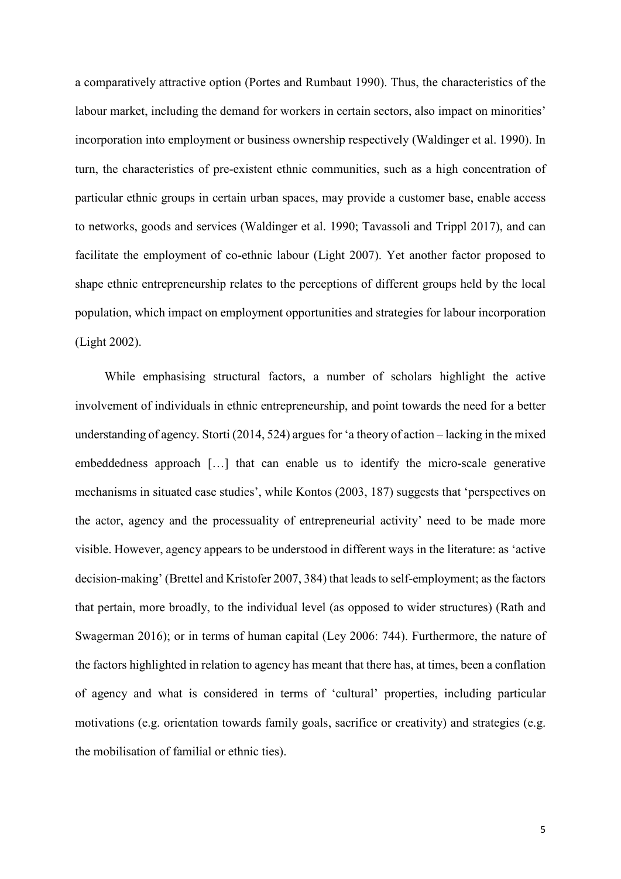a comparatively attractive option (Portes and Rumbaut 1990). Thus, the characteristics of the labour market, including the demand for workers in certain sectors, also impact on minorities' incorporation into employment or business ownership respectively (Waldinger et al. 1990). In turn, the characteristics of pre-existent ethnic communities, such as a high concentration of particular ethnic groups in certain urban spaces, may provide a customer base, enable access to networks, goods and services (Waldinger et al. 1990; Tavassoli and Trippl 2017), and can facilitate the employment of co-ethnic labour (Light 2007). Yet another factor proposed to shape ethnic entrepreneurship relates to the perceptions of different groups held by the local population, which impact on employment opportunities and strategies for labour incorporation (Light 2002).

While emphasising structural factors, a number of scholars highlight the active involvement of individuals in ethnic entrepreneurship, and point towards the need for a better understanding of agency. Storti (2014, 524) argues for 'a theory of action – lacking in the mixed embeddedness approach […] that can enable us to identify the micro-scale generative mechanisms in situated case studies', while Kontos (2003, 187) suggests that 'perspectives on the actor, agency and the processuality of entrepreneurial activity' need to be made more visible. However, agency appears to be understood in different ways in the literature: as 'active decision-making' (Brettel and Kristofer 2007, 384) that leads to self-employment; as the factors that pertain, more broadly, to the individual level (as opposed to wider structures) (Rath and Swagerman 2016); or in terms of human capital (Ley 2006: 744). Furthermore, the nature of the factors highlighted in relation to agency has meant that there has, at times, been a conflation of agency and what is considered in terms of 'cultural' properties, including particular motivations (e.g. orientation towards family goals, sacrifice or creativity) and strategies (e.g. the mobilisation of familial or ethnic ties).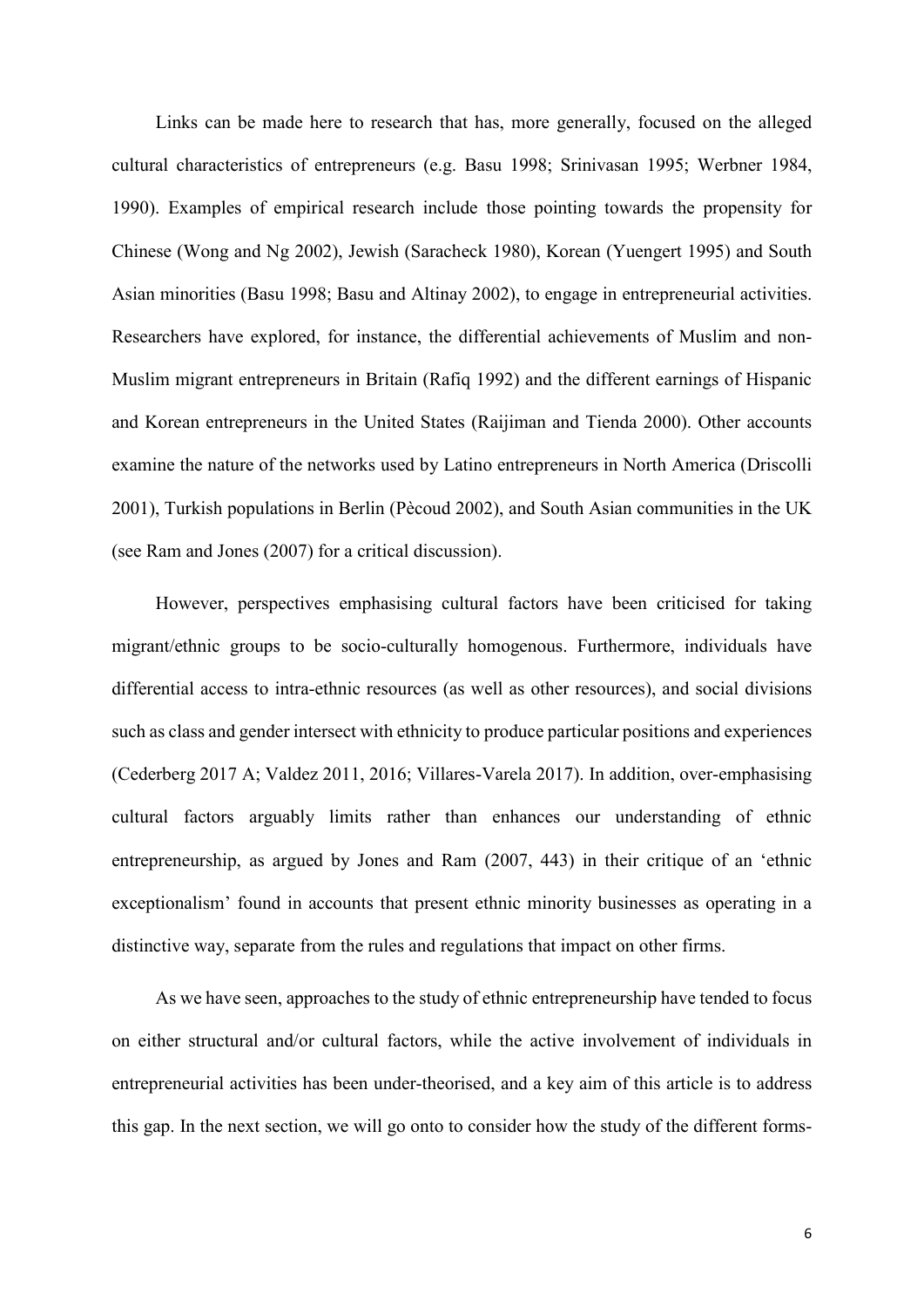Links can be made here to research that has, more generally, focused on the alleged cultural characteristics of entrepreneurs (e.g. Basu 1998; Srinivasan 1995; Werbner 1984, 1990). Examples of empirical research include those pointing towards the propensity for Chinese (Wong and Ng 2002), Jewish (Saracheck 1980), Korean (Yuengert 1995) and South Asian minorities (Basu 1998; Basu and Altinay 2002), to engage in entrepreneurial activities. Researchers have explored, for instance, the differential achievements of Muslim and non-Muslim migrant entrepreneurs in Britain (Rafiq 1992) and the different earnings of Hispanic and Korean entrepreneurs in the United States (Raijiman and Tienda 2000). Other accounts examine the nature of the networks used by Latino entrepreneurs in North America (Driscolli 2001), Turkish populations in Berlin (Pècoud 2002), and South Asian communities in the UK (see Ram and Jones (2007) for a critical discussion).

However, perspectives emphasising cultural factors have been criticised for taking migrant/ethnic groups to be socio-culturally homogenous. Furthermore, individuals have differential access to intra-ethnic resources (as well as other resources), and social divisions such as class and gender intersect with ethnicity to produce particular positions and experiences (Cederberg 2017 A; Valdez 2011, 2016; Villares-Varela 2017). In addition, over-emphasising cultural factors arguably limits rather than enhances our understanding of ethnic entrepreneurship, as argued by Jones and Ram (2007, 443) in their critique of an 'ethnic exceptionalism' found in accounts that present ethnic minority businesses as operating in a distinctive way, separate from the rules and regulations that impact on other firms.

As we have seen, approaches to the study of ethnic entrepreneurship have tended to focus on either structural and/or cultural factors, while the active involvement of individuals in entrepreneurial activities has been under-theorised, and a key aim of this article is to address this gap. In the next section, we will go onto to consider how the study of the different forms-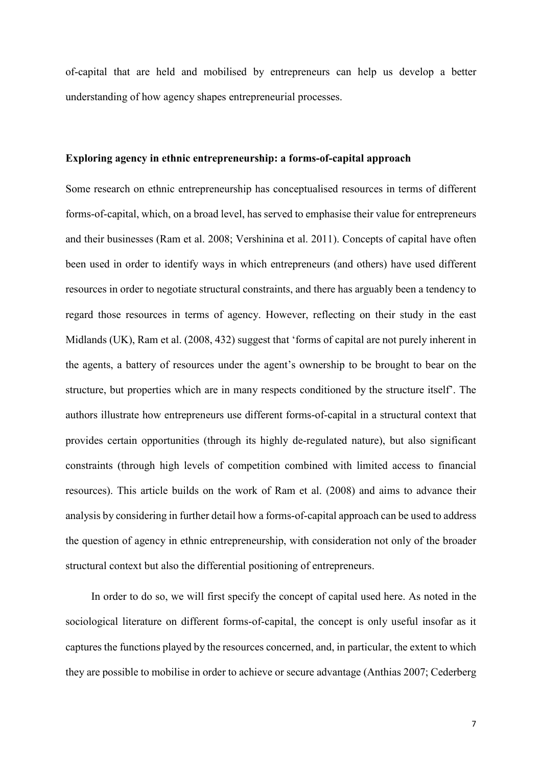of-capital that are held and mobilised by entrepreneurs can help us develop a better understanding of how agency shapes entrepreneurial processes.

## Exploring agency in ethnic entrepreneurship: a forms-of-capital approach

Some research on ethnic entrepreneurship has conceptualised resources in terms of different forms-of-capital, which, on a broad level, has served to emphasise their value for entrepreneurs and their businesses (Ram et al. 2008; Vershinina et al. 2011). Concepts of capital have often been used in order to identify ways in which entrepreneurs (and others) have used different resources in order to negotiate structural constraints, and there has arguably been a tendency to regard those resources in terms of agency. However, reflecting on their study in the east Midlands (UK), Ram et al. (2008, 432) suggest that 'forms of capital are not purely inherent in the agents, a battery of resources under the agent's ownership to be brought to bear on the structure, but properties which are in many respects conditioned by the structure itself'. The authors illustrate how entrepreneurs use different forms-of-capital in a structural context that provides certain opportunities (through its highly de-regulated nature), but also significant constraints (through high levels of competition combined with limited access to financial resources). This article builds on the work of Ram et al. (2008) and aims to advance their analysis by considering in further detail how a forms-of-capital approach can be used to address the question of agency in ethnic entrepreneurship, with consideration not only of the broader structural context but also the differential positioning of entrepreneurs.

In order to do so, we will first specify the concept of capital used here. As noted in the sociological literature on different forms-of-capital, the concept is only useful insofar as it captures the functions played by the resources concerned, and, in particular, the extent to which they are possible to mobilise in order to achieve or secure advantage (Anthias 2007; Cederberg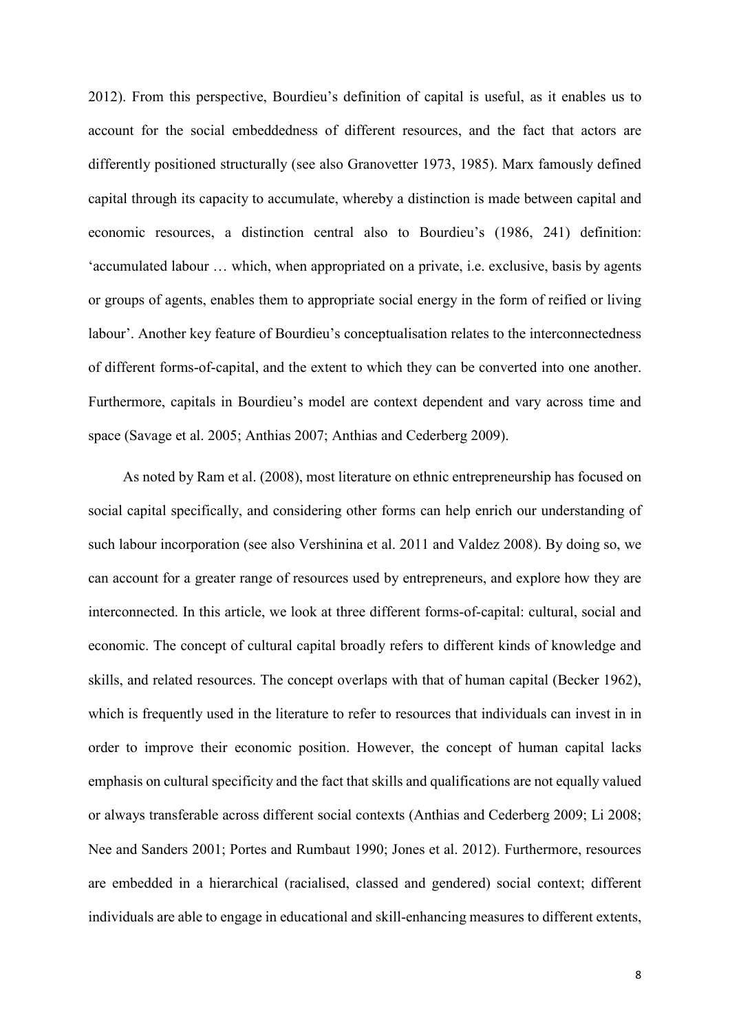2012). From this perspective, Bourdieu's definition of capital is useful, as it enables us to account for the social embeddedness of different resources, and the fact that actors are differently positioned structurally (see also Granovetter 1973, 1985). Marx famously defined capital through its capacity to accumulate, whereby a distinction is made between capital and economic resources, a distinction central also to Bourdieu's (1986, 241) definition: 'accumulated labour … which, when appropriated on a private, i.e. exclusive, basis by agents or groups of agents, enables them to appropriate social energy in the form of reified or living labour'. Another key feature of Bourdieu's conceptualisation relates to the interconnectedness of different forms-of-capital, and the extent to which they can be converted into one another. Furthermore, capitals in Bourdieu's model are context dependent and vary across time and space (Savage et al. 2005; Anthias 2007; Anthias and Cederberg 2009).

As noted by Ram et al. (2008), most literature on ethnic entrepreneurship has focused on social capital specifically, and considering other forms can help enrich our understanding of such labour incorporation (see also Vershinina et al. 2011 and Valdez 2008). By doing so, we can account for a greater range of resources used by entrepreneurs, and explore how they are interconnected. In this article, we look at three different forms-of-capital: cultural, social and economic. The concept of cultural capital broadly refers to different kinds of knowledge and skills, and related resources. The concept overlaps with that of human capital (Becker 1962), which is frequently used in the literature to refer to resources that individuals can invest in in order to improve their economic position. However, the concept of human capital lacks emphasis on cultural specificity and the fact that skills and qualifications are not equally valued or always transferable across different social contexts (Anthias and Cederberg 2009; Li 2008; Nee and Sanders 2001; Portes and Rumbaut 1990; Jones et al. 2012). Furthermore, resources are embedded in a hierarchical (racialised, classed and gendered) social context; different individuals are able to engage in educational and skill-enhancing measures to different extents,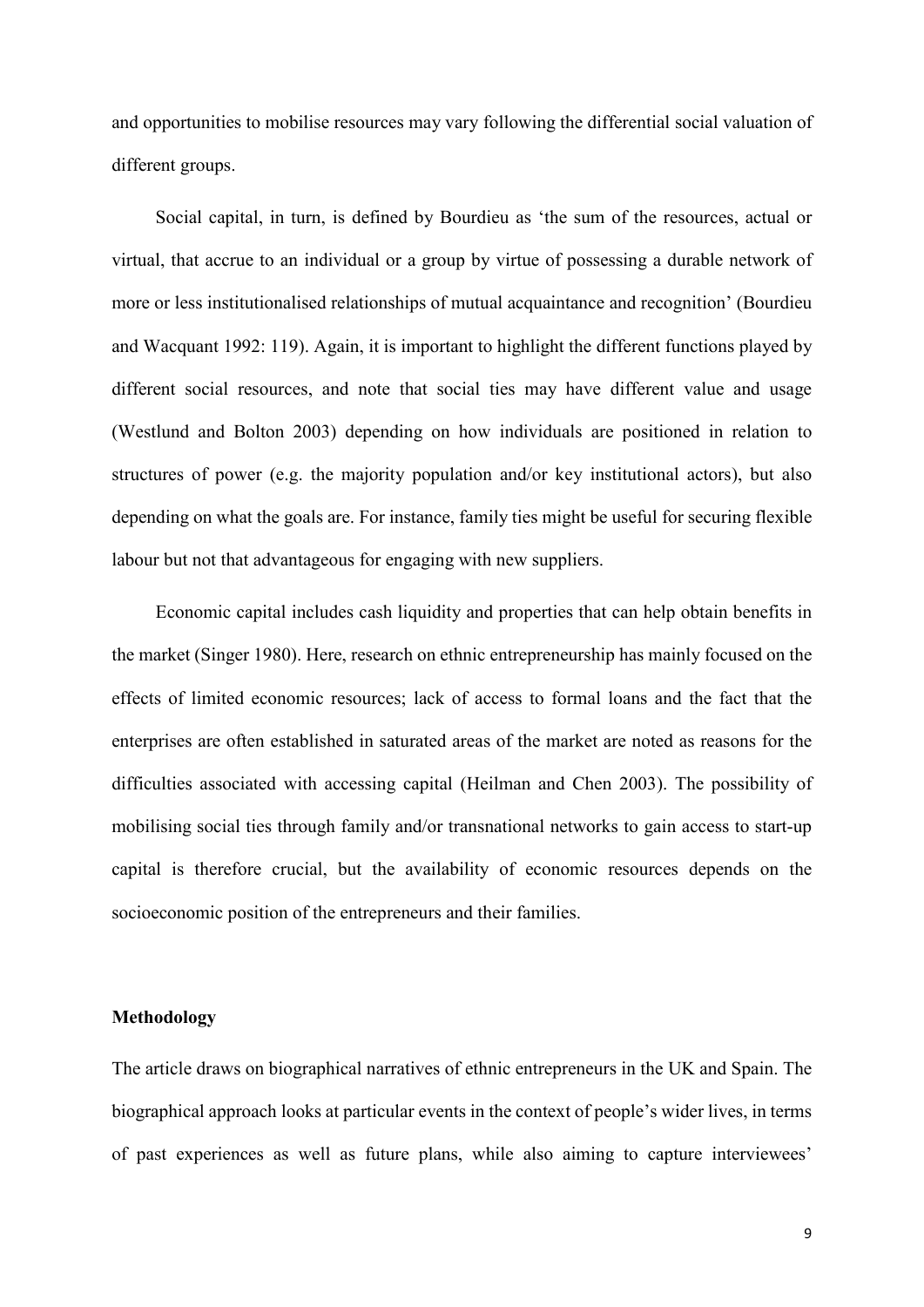and opportunities to mobilise resources may vary following the differential social valuation of different groups.

Social capital, in turn, is defined by Bourdieu as 'the sum of the resources, actual or virtual, that accrue to an individual or a group by virtue of possessing a durable network of more or less institutionalised relationships of mutual acquaintance and recognition' (Bourdieu and Wacquant 1992: 119). Again, it is important to highlight the different functions played by different social resources, and note that social ties may have different value and usage (Westlund and Bolton 2003) depending on how individuals are positioned in relation to structures of power (e.g. the majority population and/or key institutional actors), but also depending on what the goals are. For instance, family ties might be useful for securing flexible labour but not that advantageous for engaging with new suppliers.

Economic capital includes cash liquidity and properties that can help obtain benefits in the market (Singer 1980). Here, research on ethnic entrepreneurship has mainly focused on the effects of limited economic resources; lack of access to formal loans and the fact that the enterprises are often established in saturated areas of the market are noted as reasons for the difficulties associated with accessing capital (Heilman and Chen 2003). The possibility of mobilising social ties through family and/or transnational networks to gain access to start-up capital is therefore crucial, but the availability of economic resources depends on the socioeconomic position of the entrepreneurs and their families.

## Methodology

The article draws on biographical narratives of ethnic entrepreneurs in the UK and Spain. The biographical approach looks at particular events in the context of people's wider lives, in terms of past experiences as well as future plans, while also aiming to capture interviewees'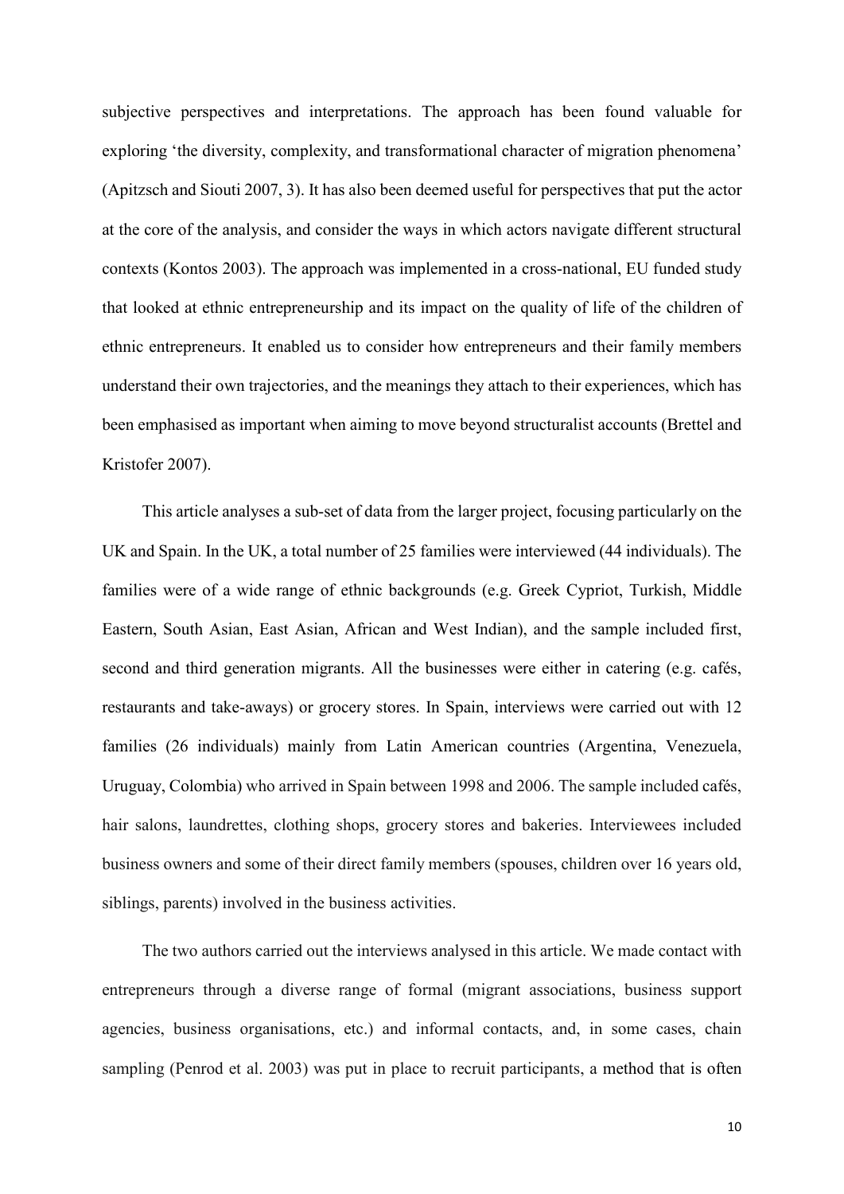subjective perspectives and interpretations. The approach has been found valuable for exploring 'the diversity, complexity, and transformational character of migration phenomena' (Apitzsch and Siouti 2007, 3). It has also been deemed useful for perspectives that put the actor at the core of the analysis, and consider the ways in which actors navigate different structural contexts (Kontos 2003). The approach was implemented in a cross-national, EU funded study that looked at ethnic entrepreneurship and its impact on the quality of life of the children of ethnic entrepreneurs. It enabled us to consider how entrepreneurs and their family members understand their own trajectories, and the meanings they attach to their experiences, which has been emphasised as important when aiming to move beyond structuralist accounts (Brettel and Kristofer 2007).

This article analyses a sub-set of data from the larger project, focusing particularly on the UK and Spain. In the UK, a total number of 25 families were interviewed (44 individuals). The families were of a wide range of ethnic backgrounds (e.g. Greek Cypriot, Turkish, Middle Eastern, South Asian, East Asian, African and West Indian), and the sample included first, second and third generation migrants. All the businesses were either in catering (e.g. cafés, restaurants and take-aways) or grocery stores. In Spain, interviews were carried out with 12 families (26 individuals) mainly from Latin American countries (Argentina, Venezuela, Uruguay, Colombia) who arrived in Spain between 1998 and 2006. The sample included cafés, hair salons, laundrettes, clothing shops, grocery stores and bakeries. Interviewees included business owners and some of their direct family members (spouses, children over 16 years old, siblings, parents) involved in the business activities.

The two authors carried out the interviews analysed in this article. We made contact with entrepreneurs through a diverse range of formal (migrant associations, business support agencies, business organisations, etc.) and informal contacts, and, in some cases, chain sampling (Penrod et al. 2003) was put in place to recruit participants, a method that is often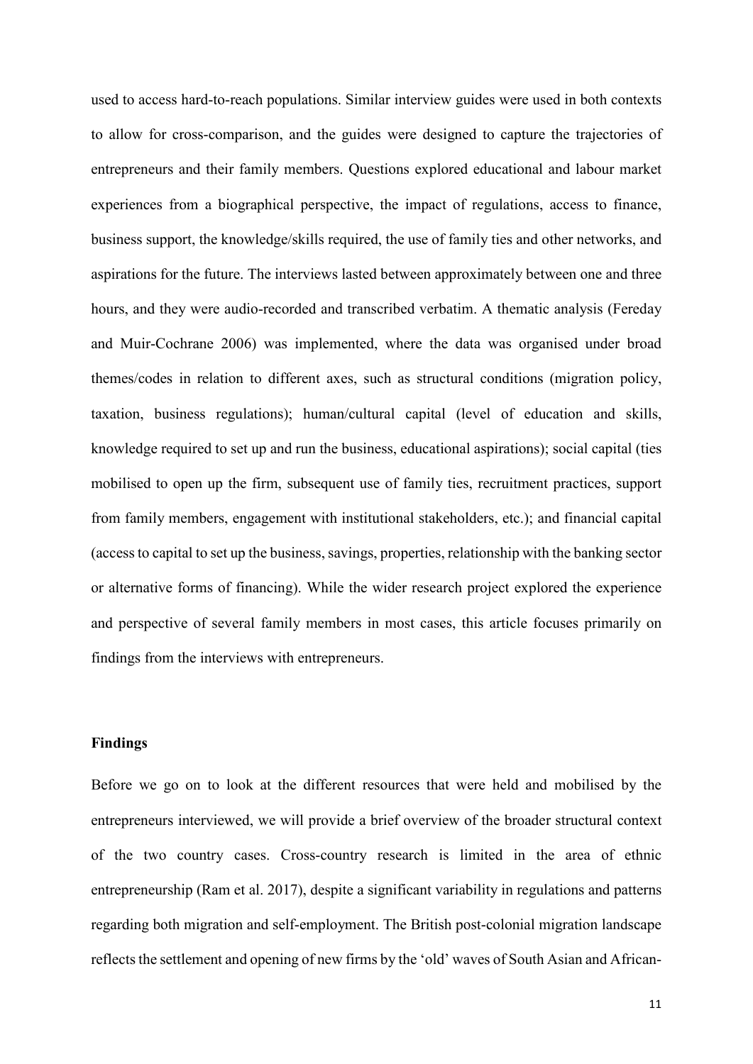used to access hard-to-reach populations. Similar interview guides were used in both contexts to allow for cross-comparison, and the guides were designed to capture the trajectories of entrepreneurs and their family members. Questions explored educational and labour market experiences from a biographical perspective, the impact of regulations, access to finance, business support, the knowledge/skills required, the use of family ties and other networks, and aspirations for the future. The interviews lasted between approximately between one and three hours, and they were audio-recorded and transcribed verbatim. A thematic analysis (Fereday and Muir-Cochrane 2006) was implemented, where the data was organised under broad themes/codes in relation to different axes, such as structural conditions (migration policy, taxation, business regulations); human/cultural capital (level of education and skills, knowledge required to set up and run the business, educational aspirations); social capital (ties mobilised to open up the firm, subsequent use of family ties, recruitment practices, support from family members, engagement with institutional stakeholders, etc.); and financial capital (access to capital to set up the business, savings, properties, relationship with the banking sector or alternative forms of financing). While the wider research project explored the experience and perspective of several family members in most cases, this article focuses primarily on findings from the interviews with entrepreneurs.

## Findings

Before we go on to look at the different resources that were held and mobilised by the entrepreneurs interviewed, we will provide a brief overview of the broader structural context of the two country cases. Cross-country research is limited in the area of ethnic entrepreneurship (Ram et al. 2017), despite a significant variability in regulations and patterns regarding both migration and self-employment. The British post-colonial migration landscape reflects the settlement and opening of new firms by the 'old' waves of South Asian and African-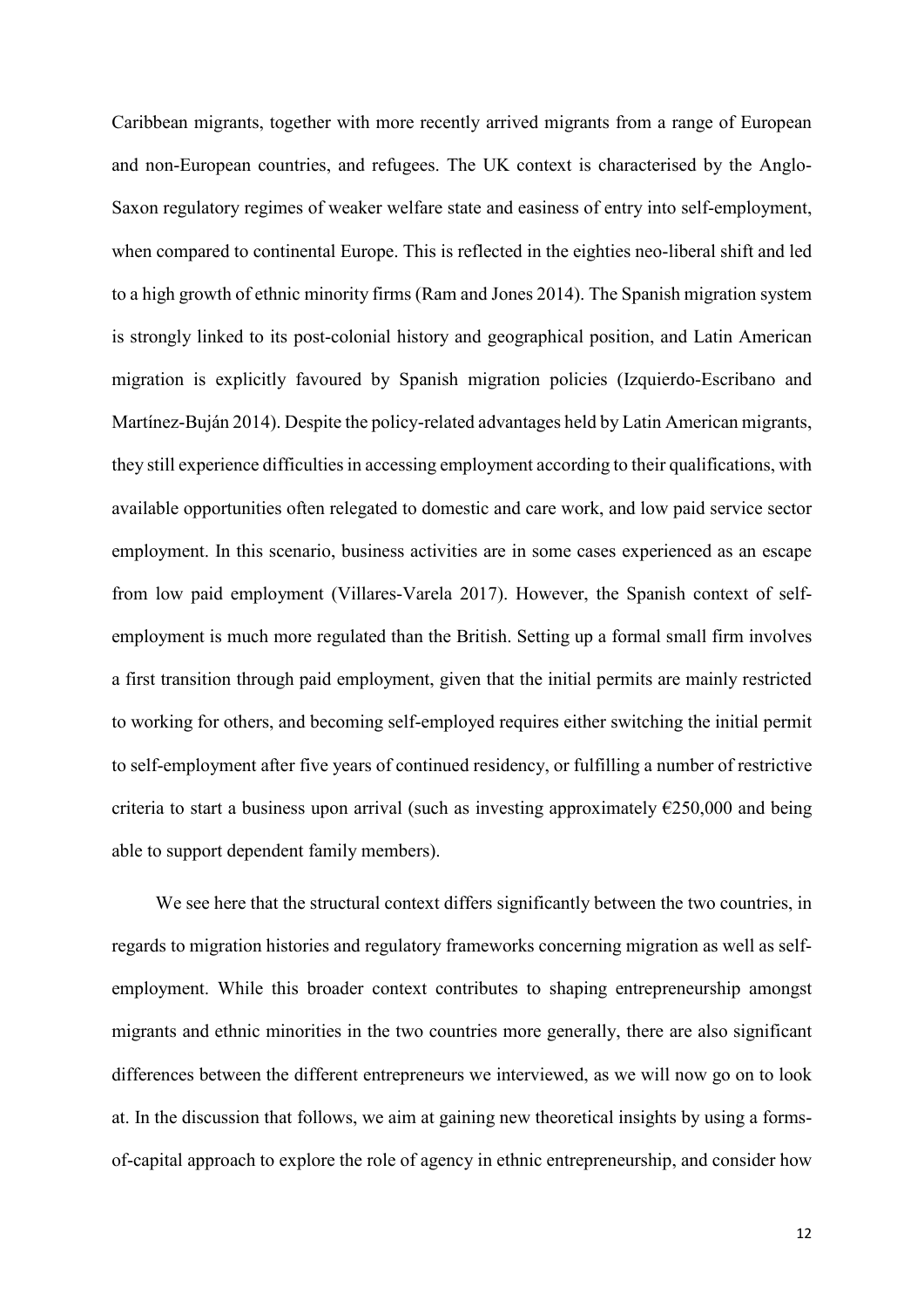Caribbean migrants, together with more recently arrived migrants from a range of European and non-European countries, and refugees. The UK context is characterised by the Anglo-Saxon regulatory regimes of weaker welfare state and easiness of entry into self-employment, when compared to continental Europe. This is reflected in the eighties neo-liberal shift and led to a high growth of ethnic minority firms (Ram and Jones 2014). The Spanish migration system is strongly linked to its post-colonial history and geographical position, and Latin American migration is explicitly favoured by Spanish migration policies (Izquierdo-Escribano and Martínez-Buján 2014). Despite the policy-related advantages held by Latin American migrants, they still experience difficulties in accessing employment according to their qualifications, with available opportunities often relegated to domestic and care work, and low paid service sector employment. In this scenario, business activities are in some cases experienced as an escape from low paid employment (Villares-Varela 2017). However, the Spanish context of self-employment is much more regulated than the British. Setting up a formal small firm involves a first transition through paid employment, given that the initial permits are mainly restricted to working for others, and becoming self-employed requires either switching the initial permit to self-employment after five years of continued residency, or fulfilling a number of restrictive criteria to start a business upon arrival (such as investing approximately €250,000 and being able to support dependent family members).

We see here that the structural context differs significantly between the two countries, in regards to migration histories and regulatory frameworks concerning migration as well as self-employment. While this broader context contributes to shaping entrepreneurship amongst migrants and ethnic minorities in the two countries more generally, there are also significant differences between the different entrepreneurs we interviewed, as we will now go on to look at. In the discussion that follows, we aim at gaining new theoretical insights by using a forms-of-capital approach to explore the role of agency in ethnic entrepreneurship, and consider how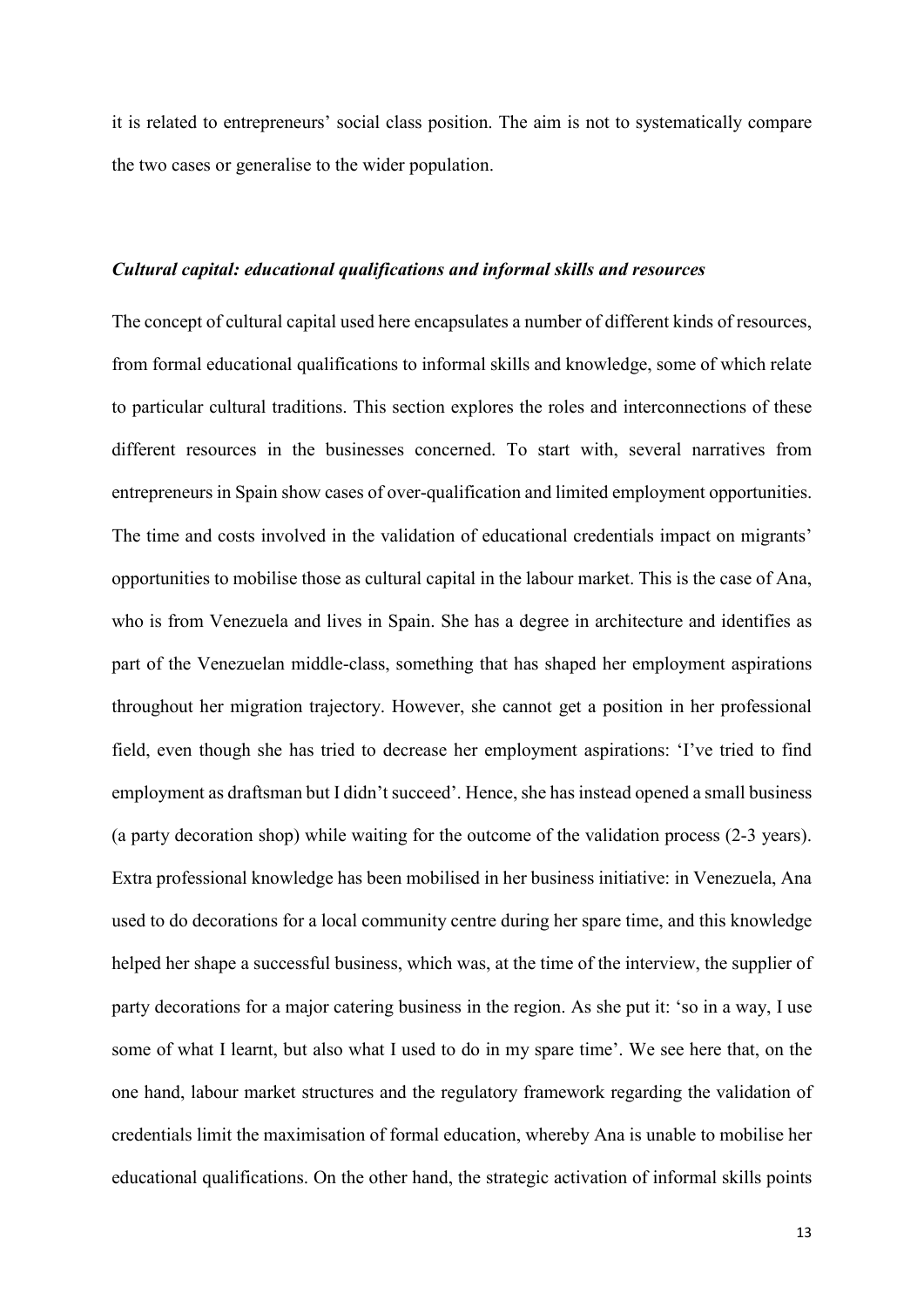it is related to entrepreneurs' social class position. The aim is not to systematically compare the two cases or generalise to the wider population.

### *Cultural capital: educational qualifications and informal skills and resources*

The concept of cultural capital used here encapsulates a number of different kinds of resources, from formal educational qualifications to informal skills and knowledge, some of which relate to particular cultural traditions. This section explores the roles and interconnections of these different resources in the businesses concerned. To start with, several narratives from entrepreneurs in Spain show cases of over-qualification and limited employment opportunities. The time and costs involved in the validation of educational credentials impact on migrants' opportunities to mobilise those as cultural capital in the labour market. This is the case of Ana, who is from Venezuela and lives in Spain. She has a degree in architecture and identifies as part of the Venezuelan middle-class, something that has shaped her employment aspirations throughout her migration trajectory. However, she cannot get a position in her professional field, even though she has tried to decrease her employment aspirations: 'I've tried to find employment as draftsman but I didn't succeed'. Hence, she has instead opened a small business (a party decoration shop) while waiting for the outcome of the validation process (2-3 years). Extra professional knowledge has been mobilised in her business initiative: in Venezuela, Ana used to do decorations for a local community centre during her spare time, and this knowledge helped her shape a successful business, which was, at the time of the interview, the supplier of party decorations for a major catering business in the region. As she put it: 'so in a way, I use some of what I learnt, but also what I used to do in my spare time'. We see here that, on the one hand, labour market structures and the regulatory framework regarding the validation of credentials limit the maximisation of formal education, whereby Ana is unable to mobilise her educational qualifications. On the other hand, the strategic activation of informal skills points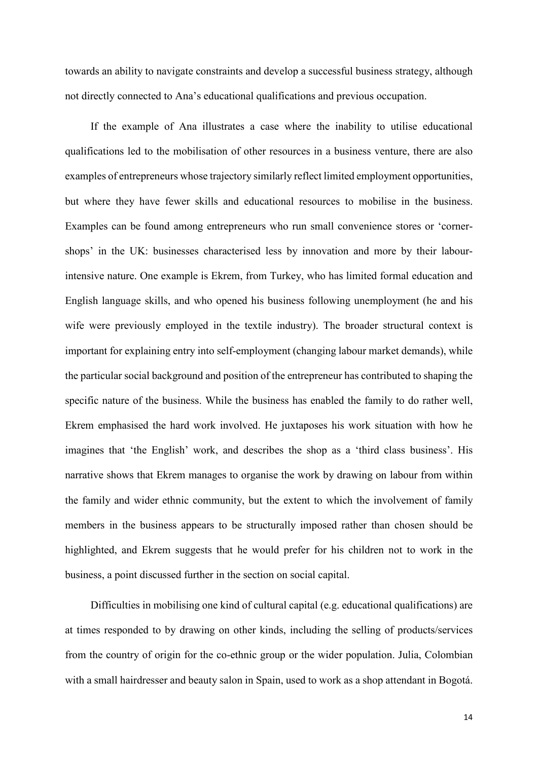towards an ability to navigate constraints and develop a successful business strategy, although not directly connected to Ana's educational qualifications and previous occupation.

If the example of Ana illustrates a case where the inability to utilise educational qualifications led to the mobilisation of other resources in a business venture, there are also examples of entrepreneurs whose trajectory similarly reflect limited employment opportunities, but where they have fewer skills and educational resources to mobilise in the business. Examples can be found among entrepreneurs who run small convenience stores or 'corner-shops' in the UK: businesses characterised less by innovation and more by their labour-intensive nature. One example is Ekrem, from Turkey, who has limited formal education and English language skills, and who opened his business following unemployment (he and his wife were previously employed in the textile industry). The broader structural context is important for explaining entry into self-employment (changing labour market demands), while the particular social background and position of the entrepreneur has contributed to shaping the specific nature of the business. While the business has enabled the family to do rather well, Ekrem emphasised the hard work involved. He juxtaposes his work situation with how he imagines that 'the English' work, and describes the shop as a 'third class business'. His narrative shows that Ekrem manages to organise the work by drawing on labour from within the family and wider ethnic community, but the extent to which the involvement of family members in the business appears to be structurally imposed rather than chosen should be highlighted, and Ekrem suggests that he would prefer for his children not to work in the business, a point discussed further in the section on social capital.

Difficulties in mobilising one kind of cultural capital (e.g. educational qualifications) are at times responded to by drawing on other kinds, including the selling of products/services from the country of origin for the co-ethnic group or the wider population. Julia, Colombian with a small hairdresser and beauty salon in Spain, used to work as a shop attendant in Bogotá.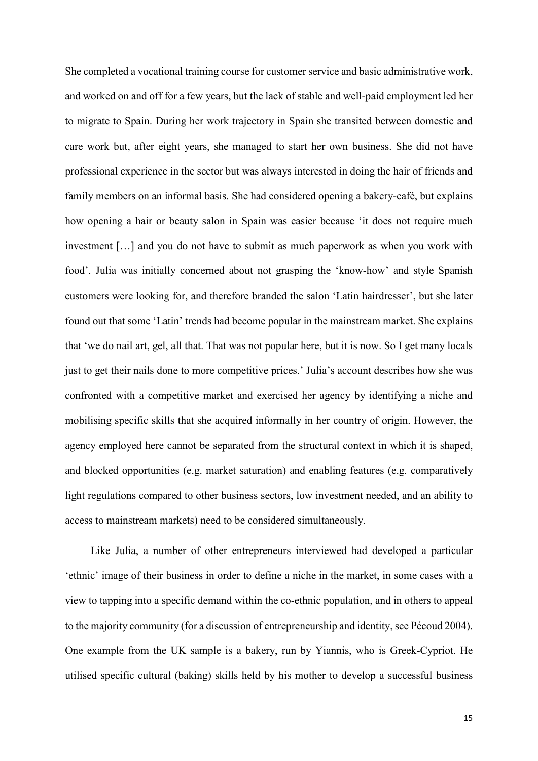She completed a vocational training course for customer service and basic administrative work, and worked on and off for a few years, but the lack of stable and well-paid employment led her to migrate to Spain. During her work trajectory in Spain she transited between domestic and care work but, after eight years, she managed to start her own business. She did not have professional experience in the sector but was always interested in doing the hair of friends and family members on an informal basis. She had considered opening a bakery-café, but explains how opening a hair or beauty salon in Spain was easier because 'it does not require much investment […] and you do not have to submit as much paperwork as when you work with food'. Julia was initially concerned about not grasping the 'know-how' and style Spanish customers were looking for, and therefore branded the salon 'Latin hairdresser', but she later found out that some 'Latin' trends had become popular in the mainstream market. She explains that 'we do nail art, gel, all that. That was not popular here, but it is now. So I get many locals just to get their nails done to more competitive prices.' Julia's account describes how she was confronted with a competitive market and exercised her agency by identifying a niche and mobilising specific skills that she acquired informally in her country of origin. However, the agency employed here cannot be separated from the structural context in which it is shaped, and blocked opportunities (e.g. market saturation) and enabling features (e.g. comparatively light regulations compared to other business sectors, low investment needed, and an ability to access to mainstream markets) need to be considered simultaneously.

Like Julia, a number of other entrepreneurs interviewed had developed a particular 'ethnic' image of their business in order to define a niche in the market, in some cases with a view to tapping into a specific demand within the co-ethnic population, and in others to appeal to the majority community (for a discussion of entrepreneurship and identity, see Pécoud 2004). One example from the UK sample is a bakery, run by Yiannis, who is Greek-Cypriot. He utilised specific cultural (baking) skills held by his mother to develop a successful business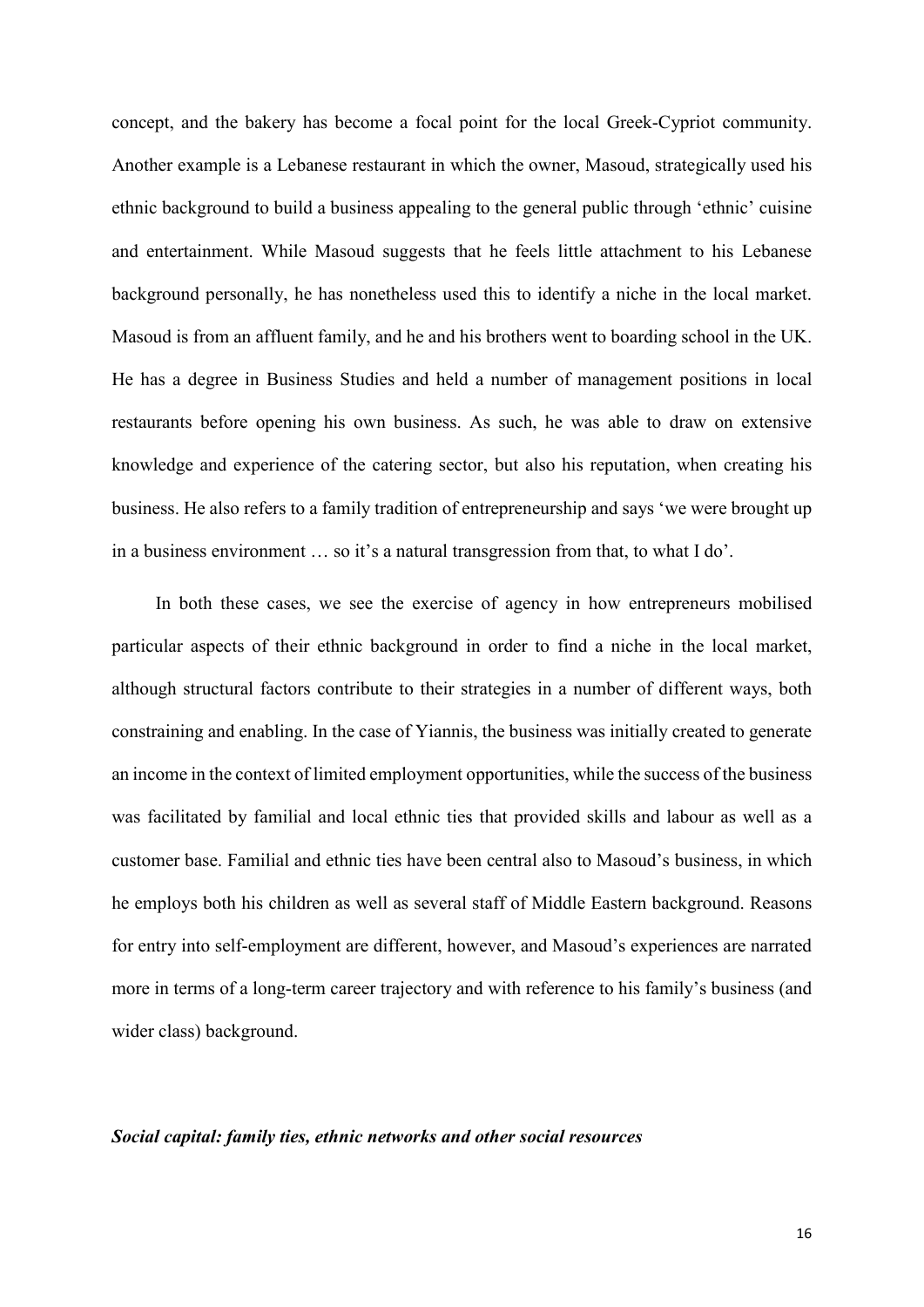concept, and the bakery has become a focal point for the local Greek-Cypriot community. Another example is a Lebanese restaurant in which the owner, Masoud, strategically used his ethnic background to build a business appealing to the general public through 'ethnic' cuisine and entertainment. While Masoud suggests that he feels little attachment to his Lebanese background personally, he has nonetheless used this to identify a niche in the local market. Masoud is from an affluent family, and he and his brothers went to boarding school in the UK. He has a degree in Business Studies and held a number of management positions in local restaurants before opening his own business. As such, he was able to draw on extensive knowledge and experience of the catering sector, but also his reputation, when creating his business. He also refers to a family tradition of entrepreneurship and says 'we were brought up in a business environment … so it's a natural transgression from that, to what I do'.

In both these cases, we see the exercise of agency in how entrepreneurs mobilised particular aspects of their ethnic background in order to find a niche in the local market, although structural factors contribute to their strategies in a number of different ways, both constraining and enabling. In the case of Yiannis, the business was initially created to generate an income in the context of limited employment opportunities, while the success of the business was facilitated by familial and local ethnic ties that provided skills and labour as well as a customer base. Familial and ethnic ties have been central also to Masoud's business, in which he employs both his children as well as several staff of Middle Eastern background. Reasons for entry into self-employment are different, however, and Masoud's experiences are narrated more in terms of a long-term career trajectory and with reference to his family's business (and wider class) background.

### *Social capital: family ties, ethnic networks and other social resources*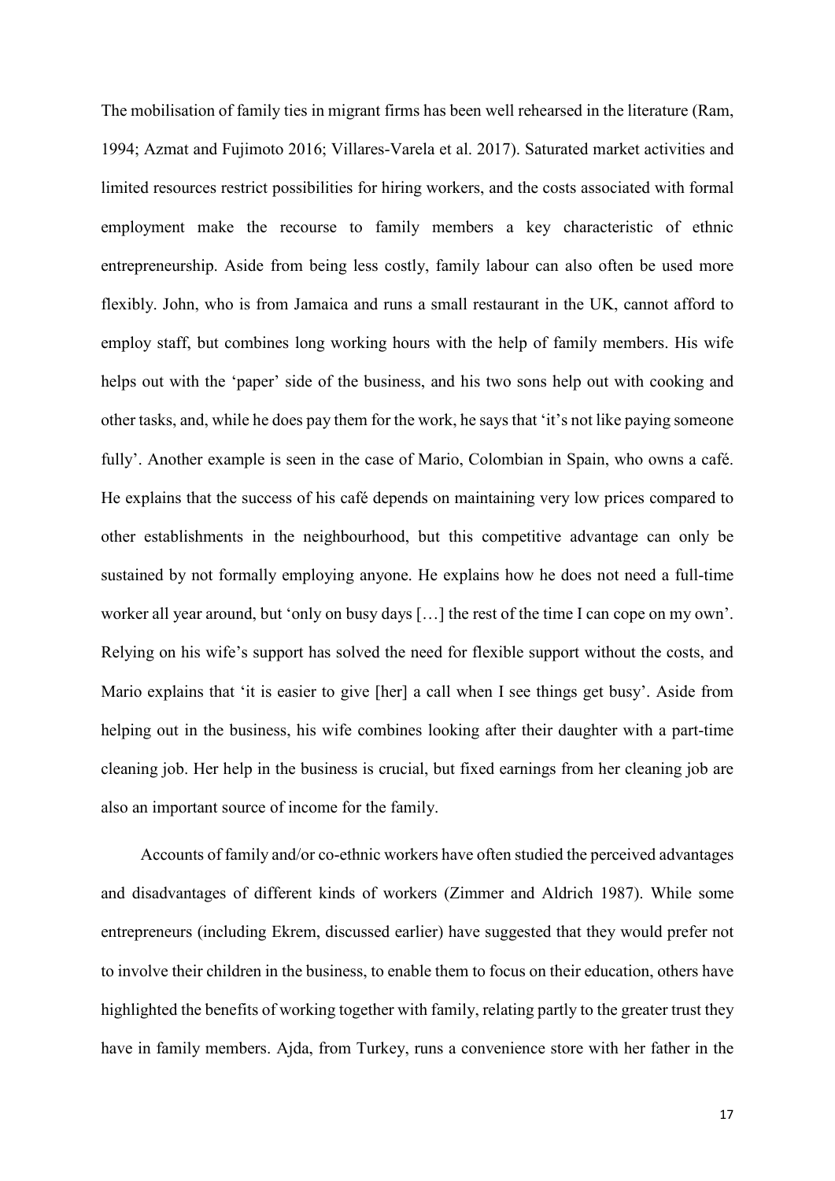The mobilisation of family ties in migrant firms has been well rehearsed in the literature (Ram, 1994; Azmat and Fujimoto 2016; Villares-Varela et al. 2017). Saturated market activities and limited resources restrict possibilities for hiring workers, and the costs associated with formal employment make the recourse to family members a key characteristic of ethnic entrepreneurship. Aside from being less costly, family labour can also often be used more flexibly. John, who is from Jamaica and runs a small restaurant in the UK, cannot afford to employ staff, but combines long working hours with the help of family members. His wife helps out with the 'paper' side of the business, and his two sons help out with cooking and other tasks, and, while he does pay them for the work, he says that 'it's not like paying someone fully'. Another example is seen in the case of Mario, Colombian in Spain, who owns a café. He explains that the success of his café depends on maintaining very low prices compared to other establishments in the neighbourhood, but this competitive advantage can only be sustained by not formally employing anyone. He explains how he does not need a full-time worker all year around, but 'only on busy days […] the rest of the time I can cope on my own'. Relying on his wife's support has solved the need for flexible support without the costs, and Mario explains that 'it is easier to give [her] a call when I see things get busy'. Aside from helping out in the business, his wife combines looking after their daughter with a part-time cleaning job. Her help in the business is crucial, but fixed earnings from her cleaning job are also an important source of income for the family.

Accounts of family and/or co-ethnic workers have often studied the perceived advantages and disadvantages of different kinds of workers (Zimmer and Aldrich 1987). While some entrepreneurs (including Ekrem, discussed earlier) have suggested that they would prefer not to involve their children in the business, to enable them to focus on their education, others have highlighted the benefits of working together with family, relating partly to the greater trust they have in family members. Ajda, from Turkey, runs a convenience store with her father in the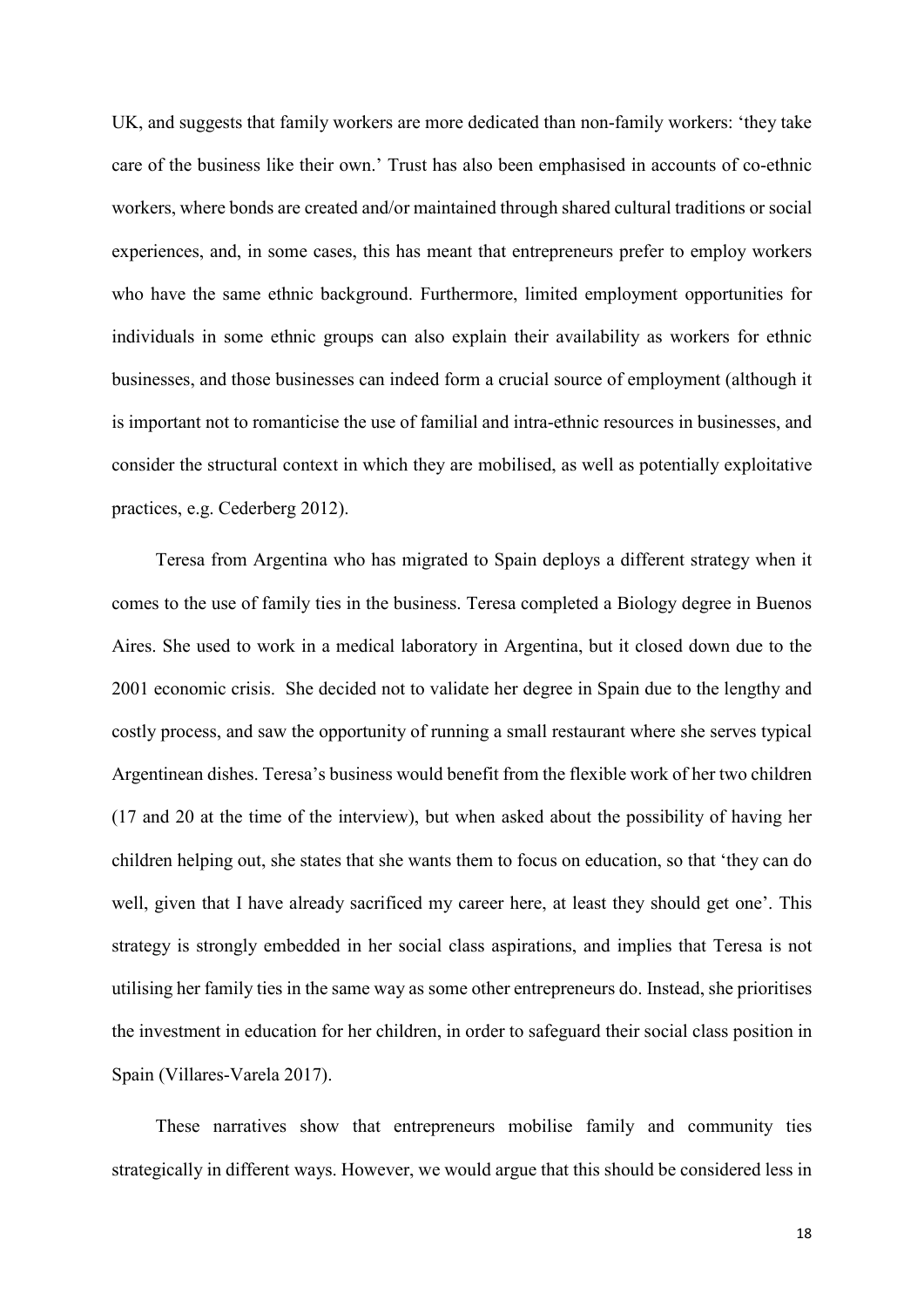UK, and suggests that family workers are more dedicated than non-family workers: 'they take care of the business like their own.' Trust has also been emphasised in accounts of co-ethnic workers, where bonds are created and/or maintained through shared cultural traditions or social experiences, and, in some cases, this has meant that entrepreneurs prefer to employ workers who have the same ethnic background. Furthermore, limited employment opportunities for individuals in some ethnic groups can also explain their availability as workers for ethnic businesses, and those businesses can indeed form a crucial source of employment (although it is important not to romanticise the use of familial and intra-ethnic resources in businesses, and consider the structural context in which they are mobilised, as well as potentially exploitative practices, e.g. Cederberg 2012).

Teresa from Argentina who has migrated to Spain deploys a different strategy when it comes to the use of family ties in the business. Teresa completed a Biology degree in Buenos Aires. She used to work in a medical laboratory in Argentina, but it closed down due to the 2001 economic crisis. She decided not to validate her degree in Spain due to the lengthy and costly process, and saw the opportunity of running a small restaurant where she serves typical Argentinean dishes. Teresa's business would benefit from the flexible work of her two children (17 and 20 at the time of the interview), but when asked about the possibility of having her children helping out, she states that she wants them to focus on education, so that 'they can do well, given that I have already sacrificed my career here, at least they should get one'. This strategy is strongly embedded in her social class aspirations, and implies that Teresa is not utilising her family ties in the same way as some other entrepreneurs do. Instead, she prioritises the investment in education for her children, in order to safeguard their social class position in Spain (Villares-Varela 2017).

These narratives show that entrepreneurs mobilise family and community ties strategically in different ways. However, we would argue that this should be considered less in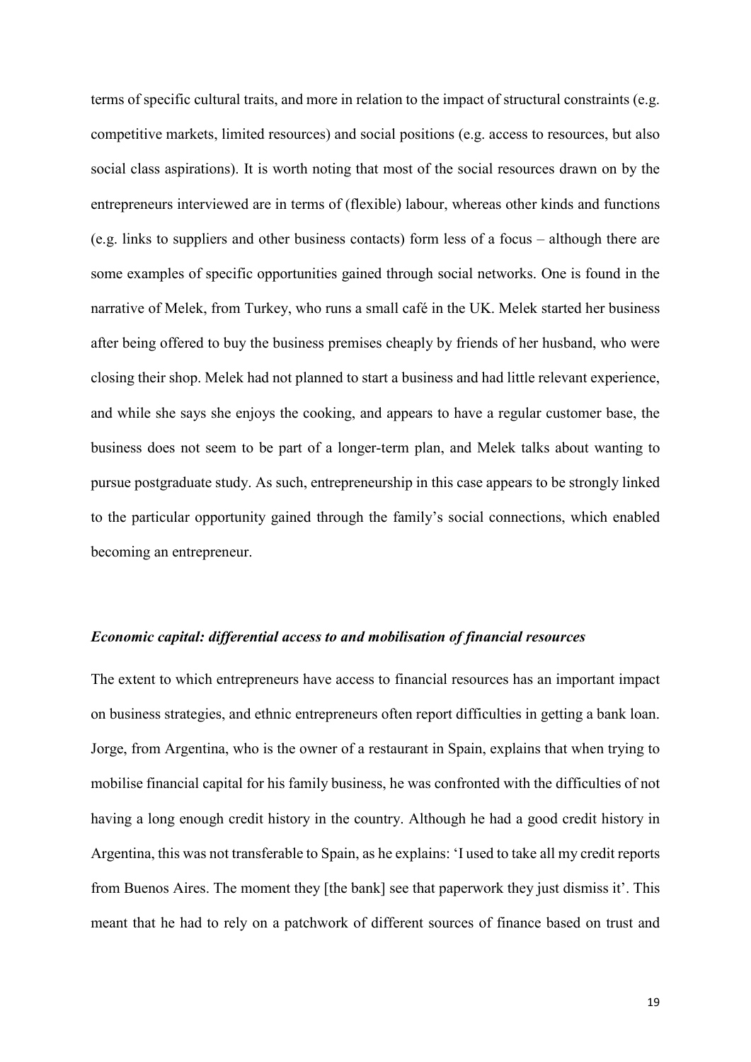terms of specific cultural traits, and more in relation to the impact of structural constraints (e.g. competitive markets, limited resources) and social positions (e.g. access to resources, but also social class aspirations). It is worth noting that most of the social resources drawn on by the entrepreneurs interviewed are in terms of (flexible) labour, whereas other kinds and functions (e.g. links to suppliers and other business contacts) form less of a focus – although there are some examples of specific opportunities gained through social networks. One is found in the narrative of Melek, from Turkey, who runs a small café in the UK. Melek started her business after being offered to buy the business premises cheaply by friends of her husband, who were closing their shop. Melek had not planned to start a business and had little relevant experience, and while she says she enjoys the cooking, and appears to have a regular customer base, the business does not seem to be part of a longer-term plan, and Melek talks about wanting to pursue postgraduate study. As such, entrepreneurship in this case appears to be strongly linked to the particular opportunity gained through the family's social connections, which enabled becoming an entrepreneur.

### *Economic capital: differential access to and mobilisation of financial resources*

The extent to which entrepreneurs have access to financial resources has an important impact on business strategies, and ethnic entrepreneurs often report difficulties in getting a bank loan. Jorge, from Argentina, who is the owner of a restaurant in Spain, explains that when trying to mobilise financial capital for his family business, he was confronted with the difficulties of not having a long enough credit history in the country. Although he had a good credit history in Argentina, this was not transferable to Spain, as he explains: 'I used to take all my credit reports from Buenos Aires. The moment they [the bank] see that paperwork they just dismiss it'. This meant that he had to rely on a patchwork of different sources of finance based on trust and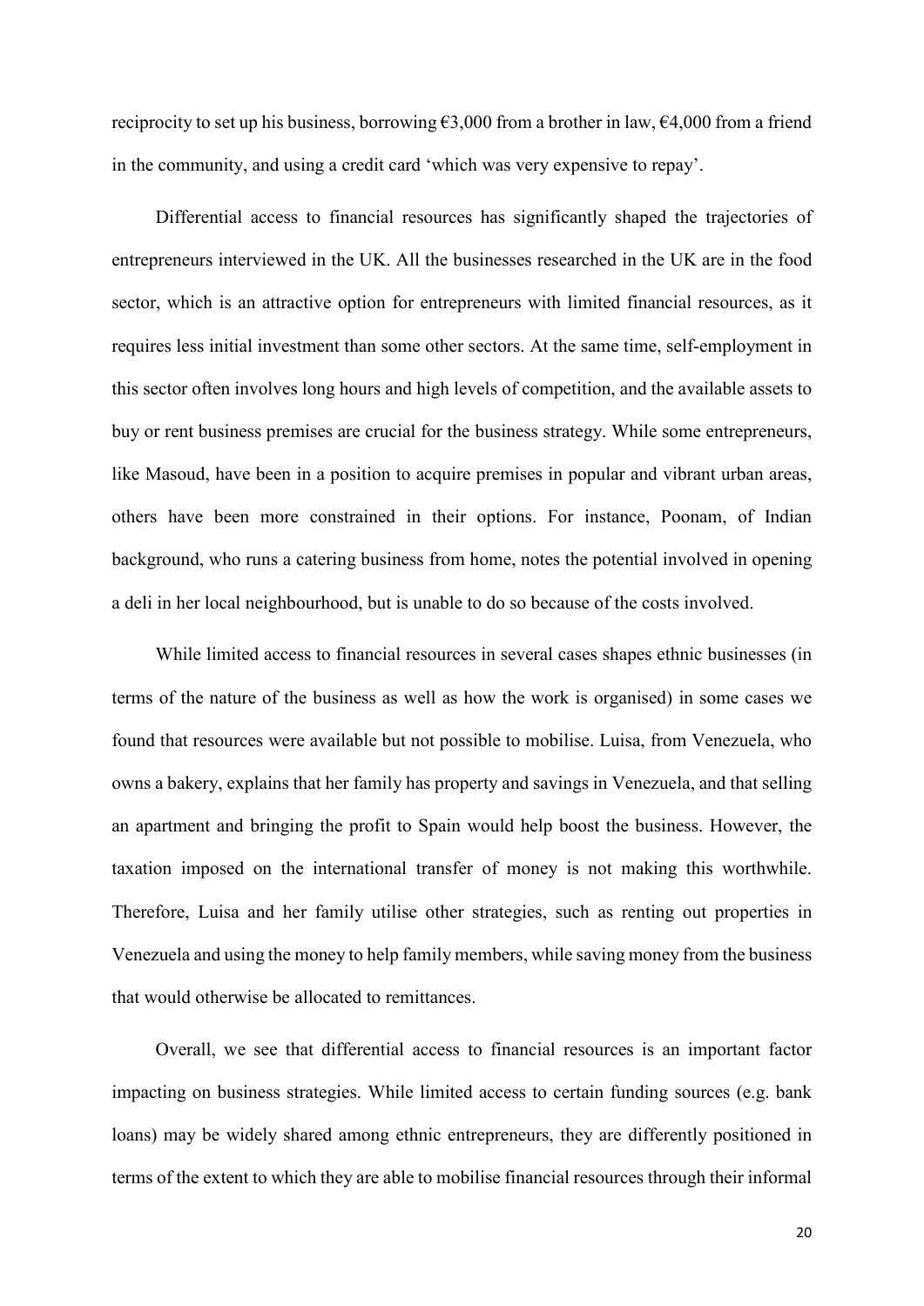reciprocity to set up his business, borrowing €3,000 from a brother in law, €4,000 from a friend in the community, and using a credit card 'which was very expensive to repay'.

Differential access to financial resources has significantly shaped the trajectories of entrepreneurs interviewed in the UK. All the businesses researched in the UK are in the food sector, which is an attractive option for entrepreneurs with limited financial resources, as it requires less initial investment than some other sectors. At the same time, self-employment in this sector often involves long hours and high levels of competition, and the available assets to buy or rent business premises are crucial for the business strategy. While some entrepreneurs, like Masoud, have been in a position to acquire premises in popular and vibrant urban areas, others have been more constrained in their options. For instance, Poonam, of Indian background, who runs a catering business from home, notes the potential involved in opening a deli in her local neighbourhood, but is unable to do so because of the costs involved.

While limited access to financial resources in several cases shapes ethnic businesses (in terms of the nature of the business as well as how the work is organised) in some cases we found that resources were available but not possible to mobilise. Luisa, from Venezuela, who owns a bakery, explains that her family has property and savings in Venezuela, and that selling an apartment and bringing the profit to Spain would help boost the business. However, the taxation imposed on the international transfer of money is not making this worthwhile. Therefore, Luisa and her family utilise other strategies, such as renting out properties in Venezuela and using the money to help family members, while saving money from the business that would otherwise be allocated to remittances.

Overall, we see that differential access to financial resources is an important factor impacting on business strategies. While limited access to certain funding sources (e.g. bank loans) may be widely shared among ethnic entrepreneurs, they are differently positioned in terms of the extent to which they are able to mobilise financial resources through their informal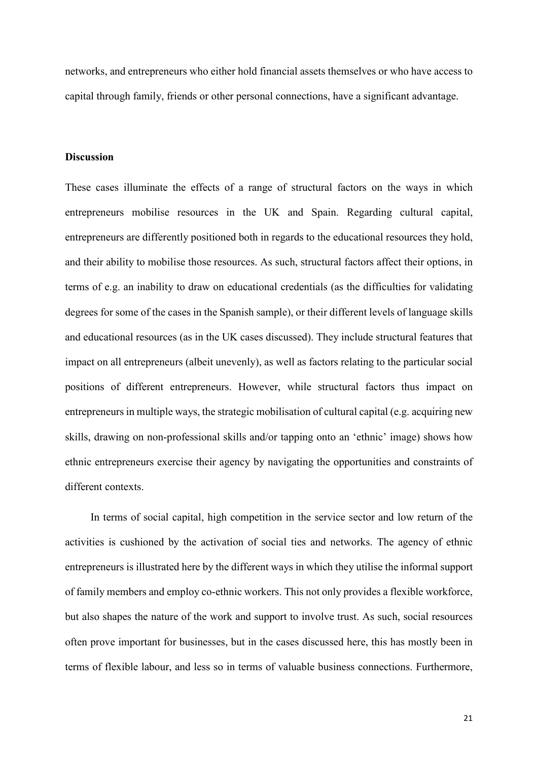networks, and entrepreneurs who either hold financial assets themselves or who have access to capital through family, friends or other personal connections, have a significant advantage.

**Discussion**

These cases illuminate the effects of a range of structural factors on the ways in which entrepreneurs mobilise resources in the UK and Spain. Regarding cultural capital, entrepreneurs are differently positioned both in regards to the educational resources they hold, and their ability to mobilise those resources. As such, structural factors affect their options, in terms of e.g. an inability to draw on educational credentials (as the difficulties for validating degrees for some of the cases in the Spanish sample), or their different levels of language skills and educational resources (as in the UK cases discussed). They include structural features that impact on all entrepreneurs (albeit unevenly), as well as factors relating to the particular social positions of different entrepreneurs. However, while structural factors thus impact on entrepreneurs in multiple ways, the strategic mobilisation of cultural capital (e.g. acquiring new skills, drawing on non-professional skills and/or tapping onto an 'ethnic' image) shows how ethnic entrepreneurs exercise their agency by navigating the opportunities and constraints of different contexts.

In terms of social capital, high competition in the service sector and low return of the activities is cushioned by the activation of social ties and networks. The agency of ethnic entrepreneurs is illustrated here by the different ways in which they utilise the informal support of family members and employ co-ethnic workers. This not only provides a flexible workforce, but also shapes the nature of the work and support to involve trust. As such, social resources often prove important for businesses, but in the cases discussed here, this has mostly been in terms of flexible labour, and less so in terms of valuable business connections. Furthermore,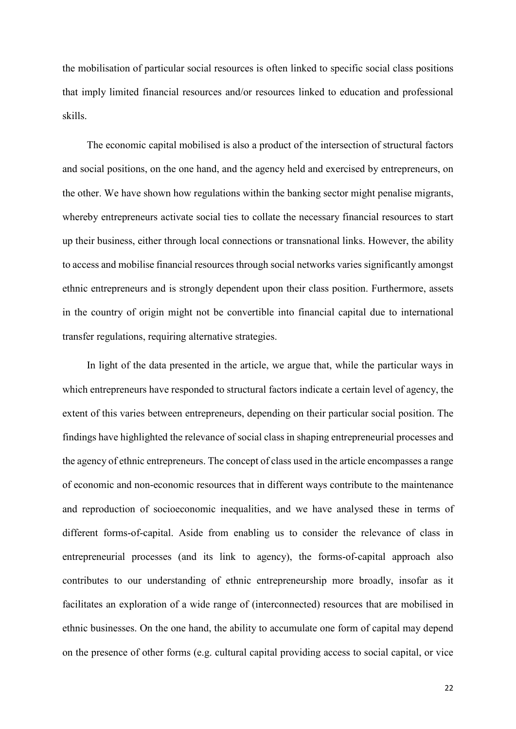the mobilisation of particular social resources is often linked to specific social class positions that imply limited financial resources and/or resources linked to education and professional skills.

The economic capital mobilised is also a product of the intersection of structural factors and social positions, on the one hand, and the agency held and exercised by entrepreneurs, on the other. We have shown how regulations within the banking sector might penalise migrants, whereby entrepreneurs activate social ties to collate the necessary financial resources to start up their business, either through local connections or transnational links. However, the ability to access and mobilise financial resources through social networks varies significantly amongst ethnic entrepreneurs and is strongly dependent upon their class position. Furthermore, assets in the country of origin might not be convertible into financial capital due to international transfer regulations, requiring alternative strategies.

In light of the data presented in the article, we argue that, while the particular ways in which entrepreneurs have responded to structural factors indicate a certain level of agency, the extent of this varies between entrepreneurs, depending on their particular social position. The findings have highlighted the relevance of social class in shaping entrepreneurial processes and the agency of ethnic entrepreneurs. The concept of class used in the article encompasses a range of economic and non-economic resources that in different ways contribute to the maintenance and reproduction of socioeconomic inequalities, and we have analysed these in terms of different forms-of-capital. Aside from enabling us to consider the relevance of class in entrepreneurial processes (and its link to agency), the forms-of-capital approach also contributes to our understanding of ethnic entrepreneurship more broadly, insofar as it facilitates an exploration of a wide range of (interconnected) resources that are mobilised in ethnic businesses. On the one hand, the ability to accumulate one form of capital may depend on the presence of other forms (e.g. cultural capital providing access to social capital, or vice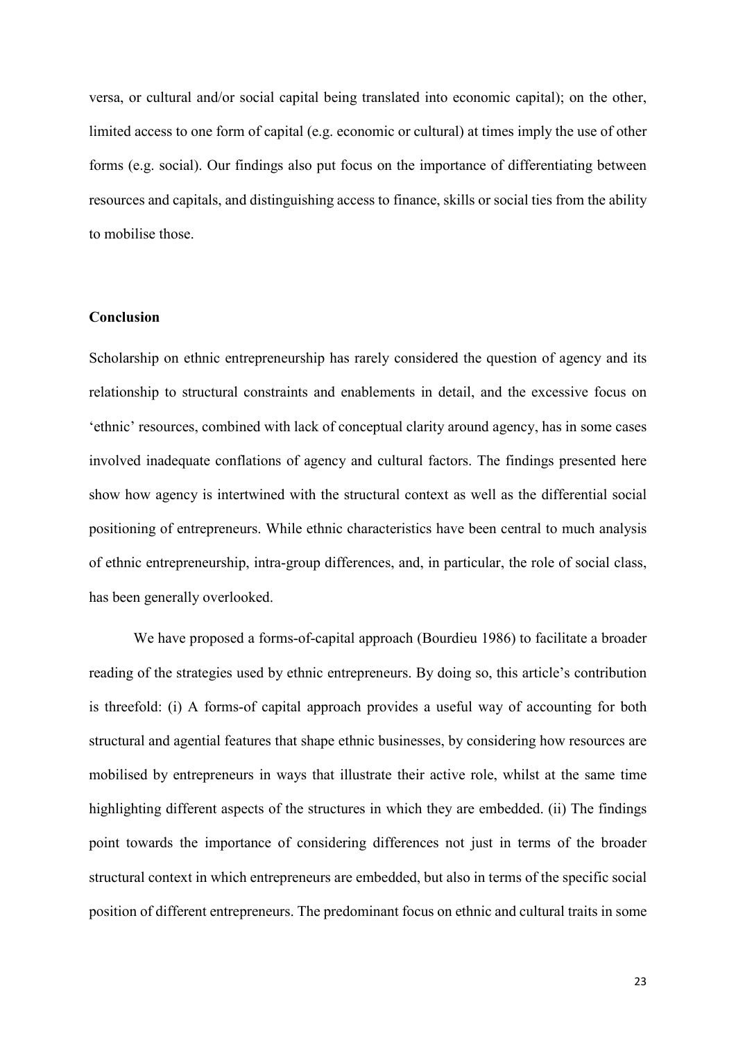versa, or cultural and/or social capital being translated into economic capital); on the other, limited access to one form of capital (e.g. economic or cultural) at times imply the use of other forms (e.g. social). Our findings also put focus on the importance of differentiating between resources and capitals, and distinguishing access to finance, skills or social ties from the ability to mobilise those.

## Conclusion

Scholarship on ethnic entrepreneurship has rarely considered the question of agency and its relationship to structural constraints and enablements in detail, and the excessive focus on 'ethnic' resources, combined with lack of conceptual clarity around agency, has in some cases involved inadequate conflations of agency and cultural factors. The findings presented here show how agency is intertwined with the structural context as well as the differential social positioning of entrepreneurs. While ethnic characteristics have been central to much analysis of ethnic entrepreneurship, intra-group differences, and, in particular, the role of social class, has been generally overlooked.

We have proposed a forms-of-capital approach (Bourdieu 1986) to facilitate a broader reading of the strategies used by ethnic entrepreneurs. By doing so, this article's contribution is threefold: (i) A forms-of capital approach provides a useful way of accounting for both structural and agential features that shape ethnic businesses, by considering how resources are mobilised by entrepreneurs in ways that illustrate their active role, whilst at the same time highlighting different aspects of the structures in which they are embedded. (ii) The findings point towards the importance of considering differences not just in terms of the broader structural context in which entrepreneurs are embedded, but also in terms of the specific social position of different entrepreneurs. The predominant focus on ethnic and cultural traits in some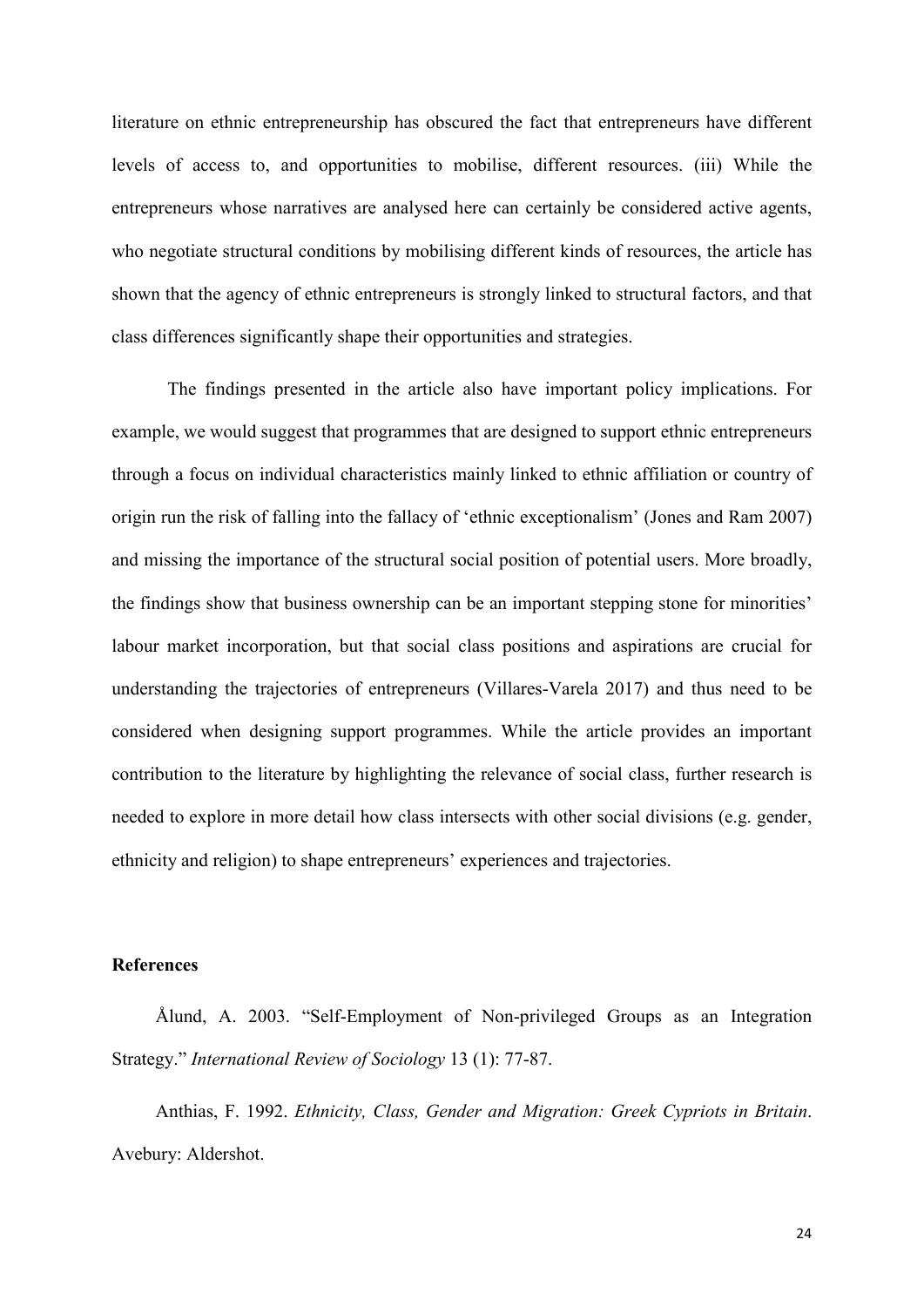literature on ethnic entrepreneurship has obscured the fact that entrepreneurs have different levels of access to, and opportunities to mobilise, different resources. (iii) While the entrepreneurs whose narratives are analysed here can certainly be considered active agents, who negotiate structural conditions by mobilising different kinds of resources, the article has shown that the agency of ethnic entrepreneurs is strongly linked to structural factors, and that class differences significantly shape their opportunities and strategies.

The findings presented in the article also have important policy implications. For example, we would suggest that programmes that are designed to support ethnic entrepreneurs through a focus on individual characteristics mainly linked to ethnic affiliation or country of origin run the risk of falling into the fallacy of 'ethnic exceptionalism' (Jones and Ram 2007) and missing the importance of the structural social position of potential users. More broadly, the findings show that business ownership can be an important stepping stone for minorities' labour market incorporation, but that social class positions and aspirations are crucial for understanding the trajectories of entrepreneurs (Villares-Varela 2017) and thus need to be considered when designing support programmes. While the article provides an important contribution to the literature by highlighting the relevance of social class, further research is needed to explore in more detail how class intersects with other social divisions (e.g. gender, ethnicity and religion) to shape entrepreneurs' experiences and trajectories.

## References

Ålund, A. 2003. "Self-Employment of Non-privileged Groups as an Integration Strategy." *International Review of Sociology* 13 (1): 77-87.

Anthias, F. 1992. *Ethnicity, Class, Gender and Migration: Greek Cypriots in Britain*. Avebury: Aldershot.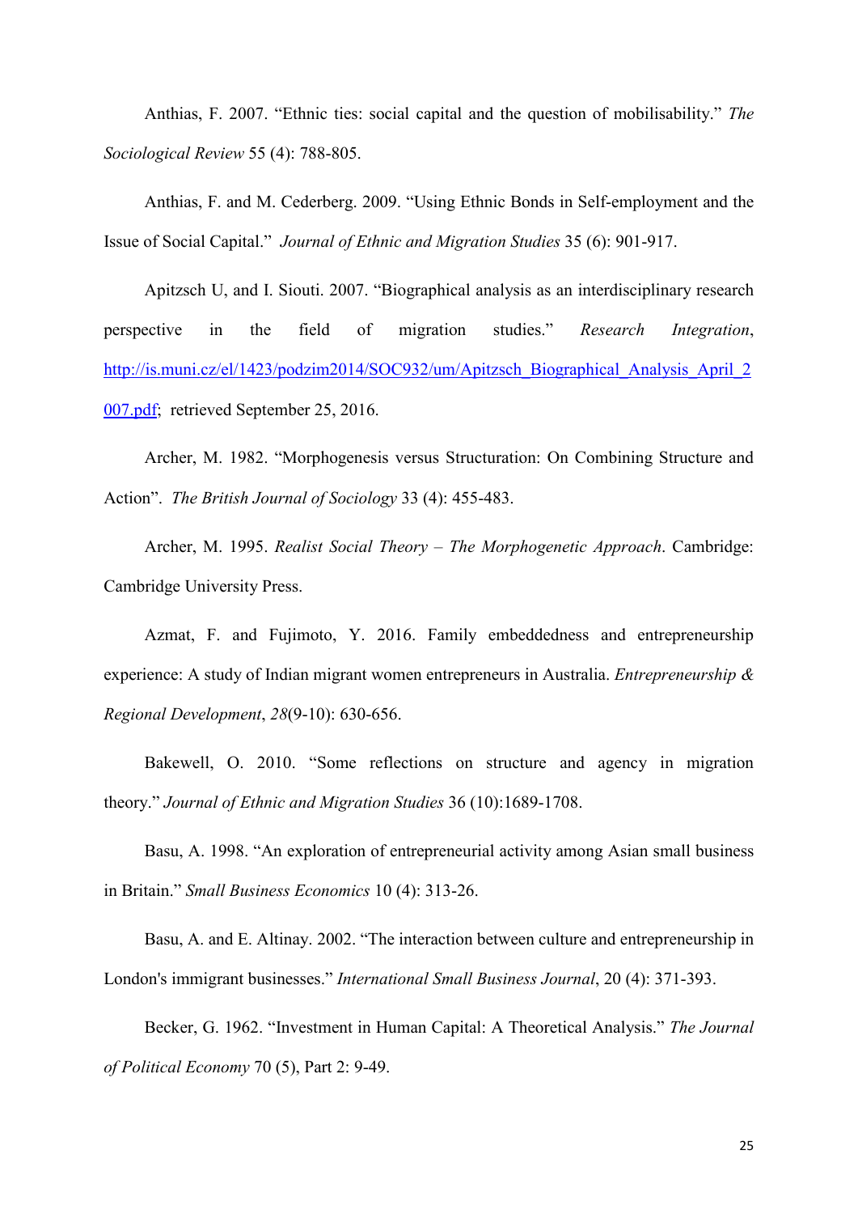Anthias, F. 2007. "Ethnic ties: social capital and the question of mobilisability." *The Sociological Review* 55 (4): 788-805.

Anthias, F. and M. Cederberg. 2009. "Using Ethnic Bonds in Self-employment and the Issue of Social Capital." *Journal of Ethnic and Migration Studies* 35 (6): 901-917.

Apitzsch U, and I. Siouti. 2007. "Biographical analysis as an interdisciplinary research perspective in the field of migration studies." *Research Integration*, http://is.muni.cz/el/1423/podzim2014/SOC932/um/Apitzsch_Biographical_Analysis_April_2007.pdf; retrieved September 25, 2016.

Archer, M. 1982. "Morphogenesis versus Structuration: On Combining Structure and Action". *The British Journal of Sociology* 33 (4): 455-483.

Archer, M. 1995. *Realist Social Theory – The Morphogenetic Approach*. Cambridge: Cambridge University Press.

Azmat, F. and Fujimoto, Y. 2016. Family embeddedness and entrepreneurship experience: A study of Indian migrant women entrepreneurs in Australia. *Entrepreneurship & Regional Development*, *28*(9-10): 630-656.

Bakewell, O. 2010. "Some reflections on structure and agency in migration theory." *Journal of Ethnic and Migration Studies* 36 (10):1689-1708.

Basu, A. 1998. "An exploration of entrepreneurial activity among Asian small business in Britain." *Small Business Economics* 10 (4): 313-26.

Basu, A. and E. Altinay. 2002. "The interaction between culture and entrepreneurship in London's immigrant businesses." *International Small Business Journal*, 20 (4): 371-393.

Becker, G. 1962. "Investment in Human Capital: A Theoretical Analysis." *The Journal of Political Economy* 70 (5), Part 2: 9-49.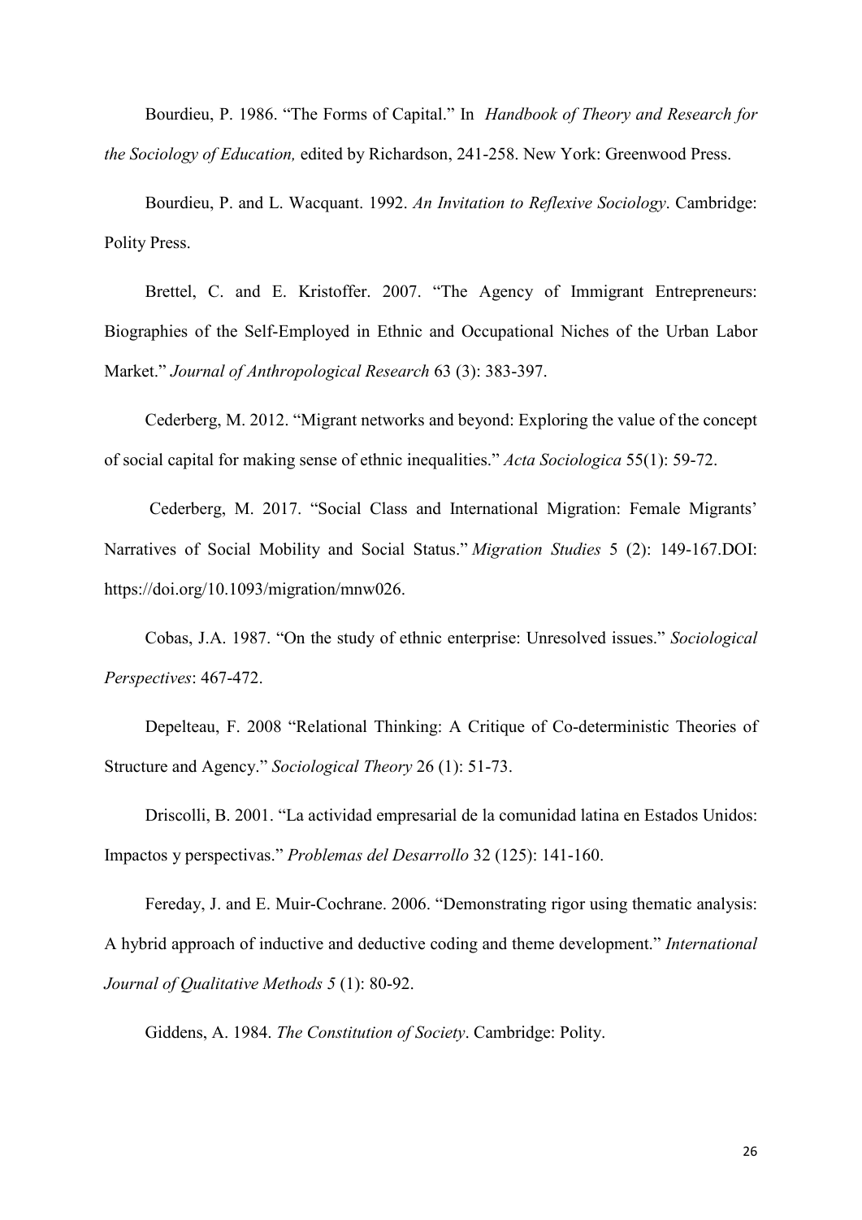Bourdieu, P. 1986. "The Forms of Capital." In *Handbook of Theory and Research for the Sociology of Education,* edited by Richardson, 241-258. New York: Greenwood Press.

Bourdieu, P. and L. Wacquant. 1992. *An Invitation to Reflexive Sociology*. Cambridge: Polity Press.

Brettel, C. and E. Kristoffer. 2007. "The Agency of Immigrant Entrepreneurs: Biographies of the Self-Employed in Ethnic and Occupational Niches of the Urban Labor Market." *Journal of Anthropological Research* 63 (3): 383-397.

Cederberg, M. 2012. "Migrant networks and beyond: Exploring the value of the concept of social capital for making sense of ethnic inequalities." *Acta Sociologica* 55(1): 59-72.

Cederberg, M. 2017. "Social Class and International Migration: Female Migrants' Narratives of Social Mobility and Social Status." *Migration Studies* 5 (2): 149-167.DOI: https://doi.org/10.1093/migration/mnw026.

Cobas, J.A. 1987. "On the study of ethnic enterprise: Unresolved issues." *Sociological Perspectives*: 467-472.

Depelteau, F. 2008 "Relational Thinking: A Critique of Co-deterministic Theories of Structure and Agency." *Sociological Theory* 26 (1): 51-73.

Driscolli, B. 2001. "La actividad empresarial de la comunidad latina en Estados Unidos: Impactos y perspectivas." *Problemas del Desarrollo* 32 (125): 141-160.

Fereday, J. and E. Muir-Cochrane. 2006. "Demonstrating rigor using thematic analysis: A hybrid approach of inductive and deductive coding and theme development." *International Journal of Qualitative Methods 5* (1): 80-92.

Giddens, A. 1984. *The Constitution of Society*. Cambridge: Polity.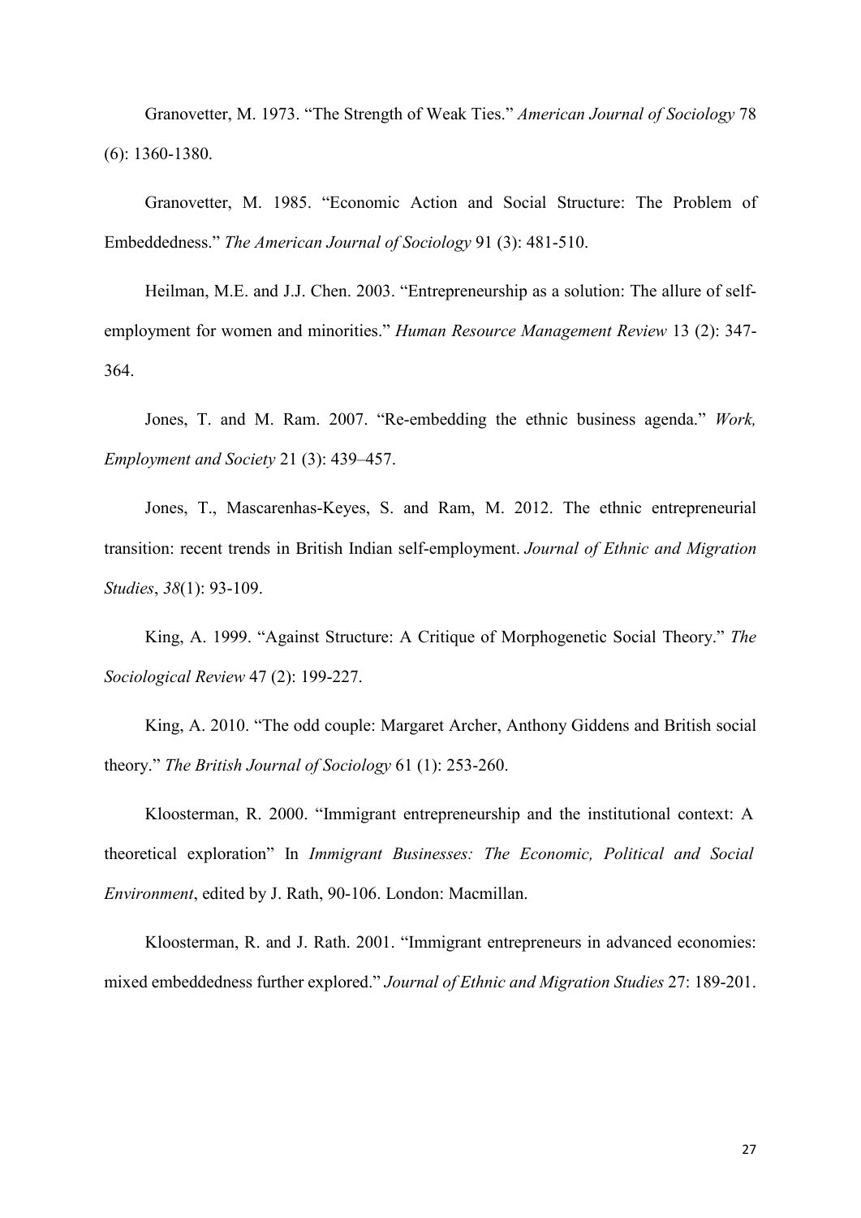Granovetter, M. 1973. "The Strength of Weak Ties." *American Journal of Sociology* 78 (6): 1360-1380.

Granovetter, M. 1985. "Economic Action and Social Structure: The Problem of Embeddedness." *The American Journal of Sociology* 91 (3): 481-510.

Heilman, M.E. and J.J. Chen. 2003. "Entrepreneurship as a solution: The allure of self-employment for women and minorities." *Human Resource Management Review* 13 (2): 347-364.

Jones, T. and M. Ram. 2007. "Re-embedding the ethnic business agenda." *Work, Employment and Society* 21 (3): 439–457.

Jones, T., Mascarenhas-Keyes, S. and Ram, M. 2012. The ethnic entrepreneurial transition: recent trends in British Indian self-employment. *Journal of Ethnic and Migration Studies*, *38*(1): 93-109.

King, A. 1999. "Against Structure: A Critique of Morphogenetic Social Theory." *The Sociological Review* 47 (2): 199-227.

King, A. 2010. "The odd couple: Margaret Archer, Anthony Giddens and British social theory." *The British Journal of Sociology* 61 (1): 253-260.

Kloosterman, R. 2000. "Immigrant entrepreneurship and the institutional context: A theoretical exploration" In *Immigrant Businesses: The Economic, Political and Social Environment*, edited by J. Rath, 90-106. London: Macmillan.

Kloosterman, R. and J. Rath. 2001. "Immigrant entrepreneurs in advanced economies: mixed embeddedness further explored." *Journal of Ethnic and Migration Studies* 27: 189-201.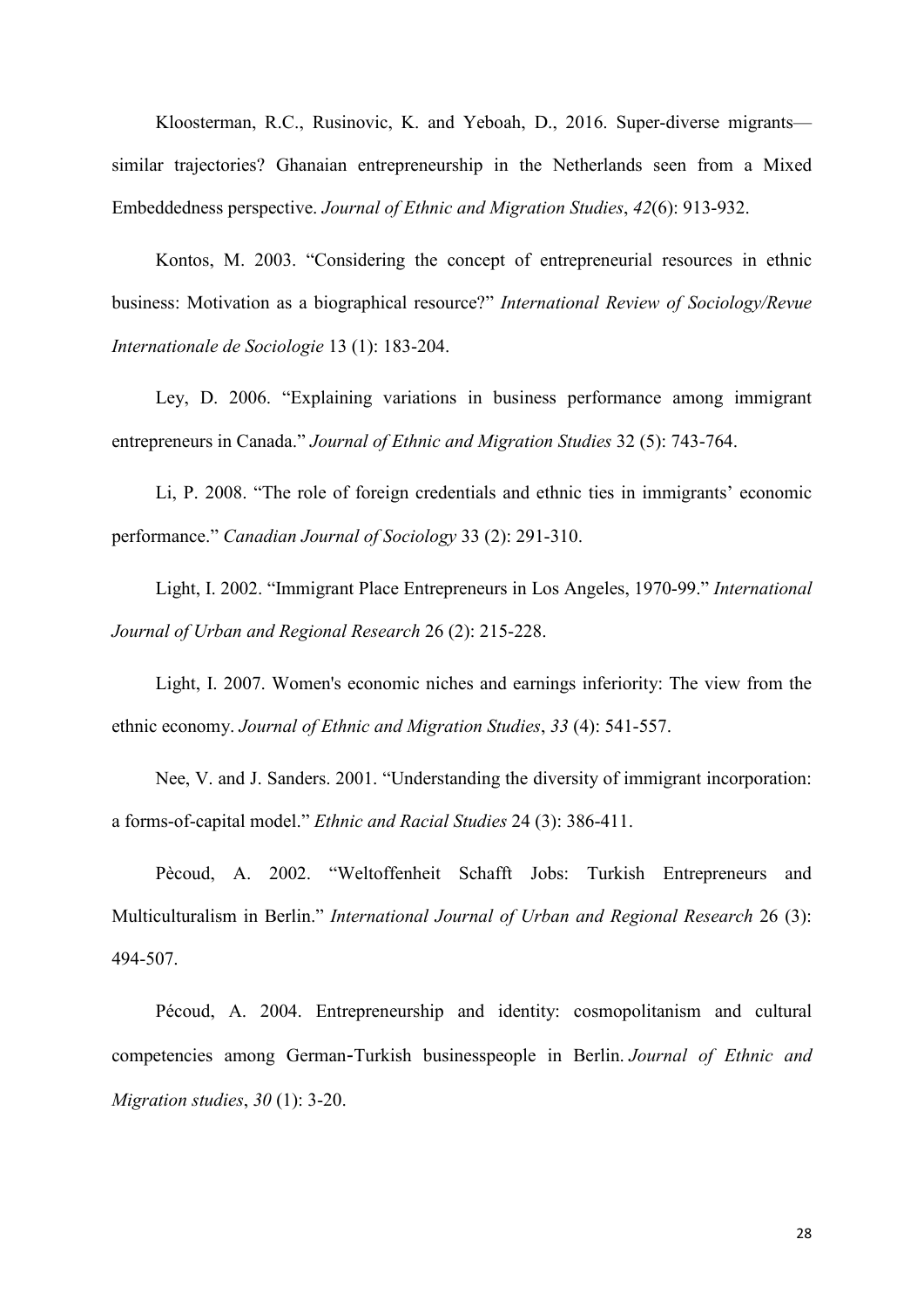Kloosterman, R.C., Rusinovic, K. and Yeboah, D., 2016. Super-diverse migrants—similar trajectories? Ghanaian entrepreneurship in the Netherlands seen from a Mixed Embeddedness perspective. *Journal of Ethnic and Migration Studies*, *42*(6): 913-932.

Kontos, M. 2003. "Considering the concept of entrepreneurial resources in ethnic business: Motivation as a biographical resource?" *International Review of Sociology/Revue Internationale de Sociologie* 13 (1): 183-204.

Ley, D. 2006. "Explaining variations in business performance among immigrant entrepreneurs in Canada." *Journal of Ethnic and Migration Studies* 32 (5): 743-764.

Li, P. 2008. "The role of foreign credentials and ethnic ties in immigrants' economic performance." *Canadian Journal of Sociology* 33 (2): 291-310.

Light, I. 2002. "Immigrant Place Entrepreneurs in Los Angeles, 1970-99." *International Journal of Urban and Regional Research* 26 (2): 215-228.

Light, I. 2007. Women's economic niches and earnings inferiority: The view from the ethnic economy. *Journal of Ethnic and Migration Studies*, *33* (4): 541-557.

Nee, V. and J. Sanders. 2001. "Understanding the diversity of immigrant incorporation: a forms-of-capital model." *Ethnic and Racial Studies* 24 (3): 386-411.

Pècoud, A. 2002. "Weltoffenheit Schafft Jobs: Turkish Entrepreneurs and Multiculturalism in Berlin." *International Journal of Urban and Regional Research* 26 (3): 494-507.

Pécoud, A. 2004. Entrepreneurship and identity: cosmopolitanism and cultural competencies among German‐Turkish businesspeople in Berlin. *Journal of Ethnic and Migration studies*, *30* (1): 3-20.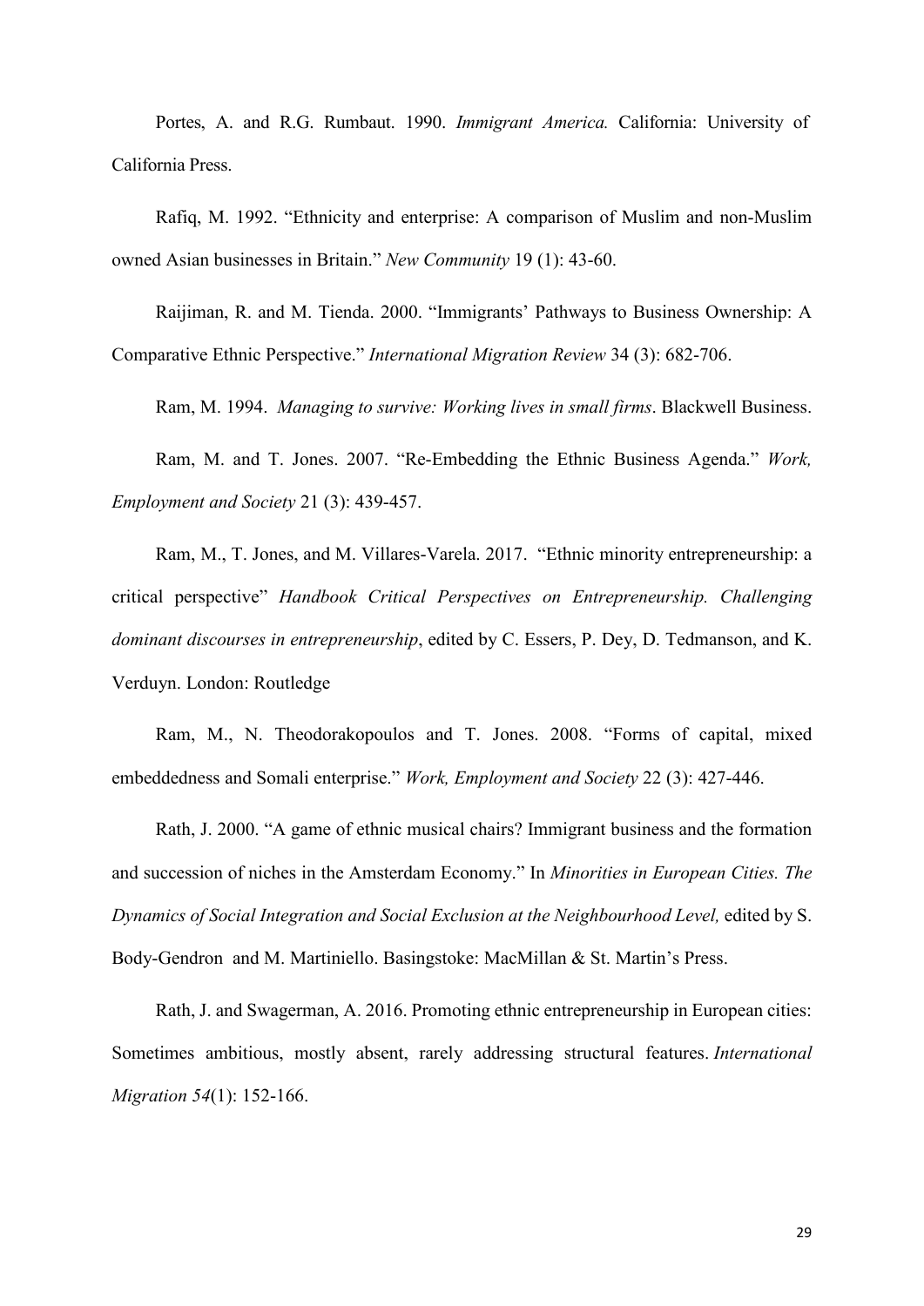Portes, A. and R.G. Rumbaut. 1990. *Immigrant America.* California: University of California Press.

Rafiq, M. 1992. "Ethnicity and enterprise: A comparison of Muslim and non-Muslim owned Asian businesses in Britain." *New Community* 19 (1): 43-60.

Raijiman, R. and M. Tienda. 2000. "Immigrants' Pathways to Business Ownership: A Comparative Ethnic Perspective." *International Migration Review* 34 (3): 682-706.

Ram, M. 1994. *Managing to survive: Working lives in small firms*. Blackwell Business.

Ram, M. and T. Jones. 2007. "Re-Embedding the Ethnic Business Agenda." *Work, Employment and Society* 21 (3): 439-457.

Ram, M., T. Jones, and M. Villares-Varela. 2017. "Ethnic minority entrepreneurship: a critical perspective" *Handbook Critical Perspectives on Entrepreneurship. Challenging dominant discourses in entrepreneurship*, edited by C. Essers, P. Dey, D. Tedmanson, and K. Verduyn. London: Routledge

Ram, M., N. Theodorakopoulos and T. Jones. 2008. "Forms of capital, mixed embeddedness and Somali enterprise." *Work, Employment and Society* 22 (3): 427-446.

Rath, J. 2000. "A game of ethnic musical chairs? Immigrant business and the formation and succession of niches in the Amsterdam Economy." In *Minorities in European Cities. The Dynamics of Social Integration and Social Exclusion at the Neighbourhood Level,* edited by S. Body-Gendron and M. Martiniello. Basingstoke: MacMillan & St. Martin's Press.

Rath, J. and Swagerman, A. 2016. Promoting ethnic entrepreneurship in European cities: Sometimes ambitious, mostly absent, rarely addressing structural features. *International Migration 54*(1): 152-166.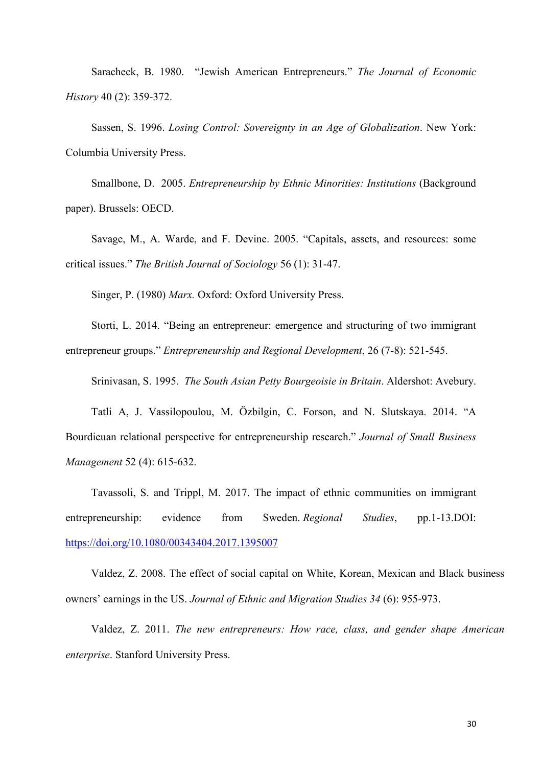Saracheck, B. 1980. "Jewish American Entrepreneurs." *The Journal of Economic History* 40 (2): 359-372.

Sassen, S. 1996. *Losing Control: Sovereignty in an Age of Globalization*. New York: Columbia University Press.

Smallbone, D. 2005. *Entrepreneurship by Ethnic Minorities: Institutions* (Background paper). Brussels: OECD.

Savage, M., A. Warde, and F. Devine. 2005. "Capitals, assets, and resources: some critical issues." *The British Journal of Sociology* 56 (1): 31-47.

Singer, P. (1980) *Marx.* Oxford: Oxford University Press.

Storti, L. 2014. "Being an entrepreneur: emergence and structuring of two immigrant entrepreneur groups." *Entrepreneurship and Regional Development*, 26 (7-8): 521-545.

Srinivasan, S. 1995. *The South Asian Petty Bourgeoisie in Britain*. Aldershot: Avebury.

Tatli A, J. Vassilopoulou, M. Özbilgin, C. Forson, and N. Slutskaya. 2014. "A Bourdieuan relational perspective for entrepreneurship research." *Journal of Small Business Management* 52 (4): 615-632.

Tavassoli, S. and Trippl, M. 2017. The impact of ethnic communities on immigrant entrepreneurship: evidence from Sweden. *Regional Studies*, pp.1-13.DOI: https://doi.org/10.1080/00343404.2017.1395007

Valdez, Z. 2008. The effect of social capital on White, Korean, Mexican and Black business owners' earnings in the US. *Journal of Ethnic and Migration Studies 34* (6): 955-973.

Valdez, Z. 2011. *The new entrepreneurs: How race, class, and gender shape American enterprise*. Stanford University Press.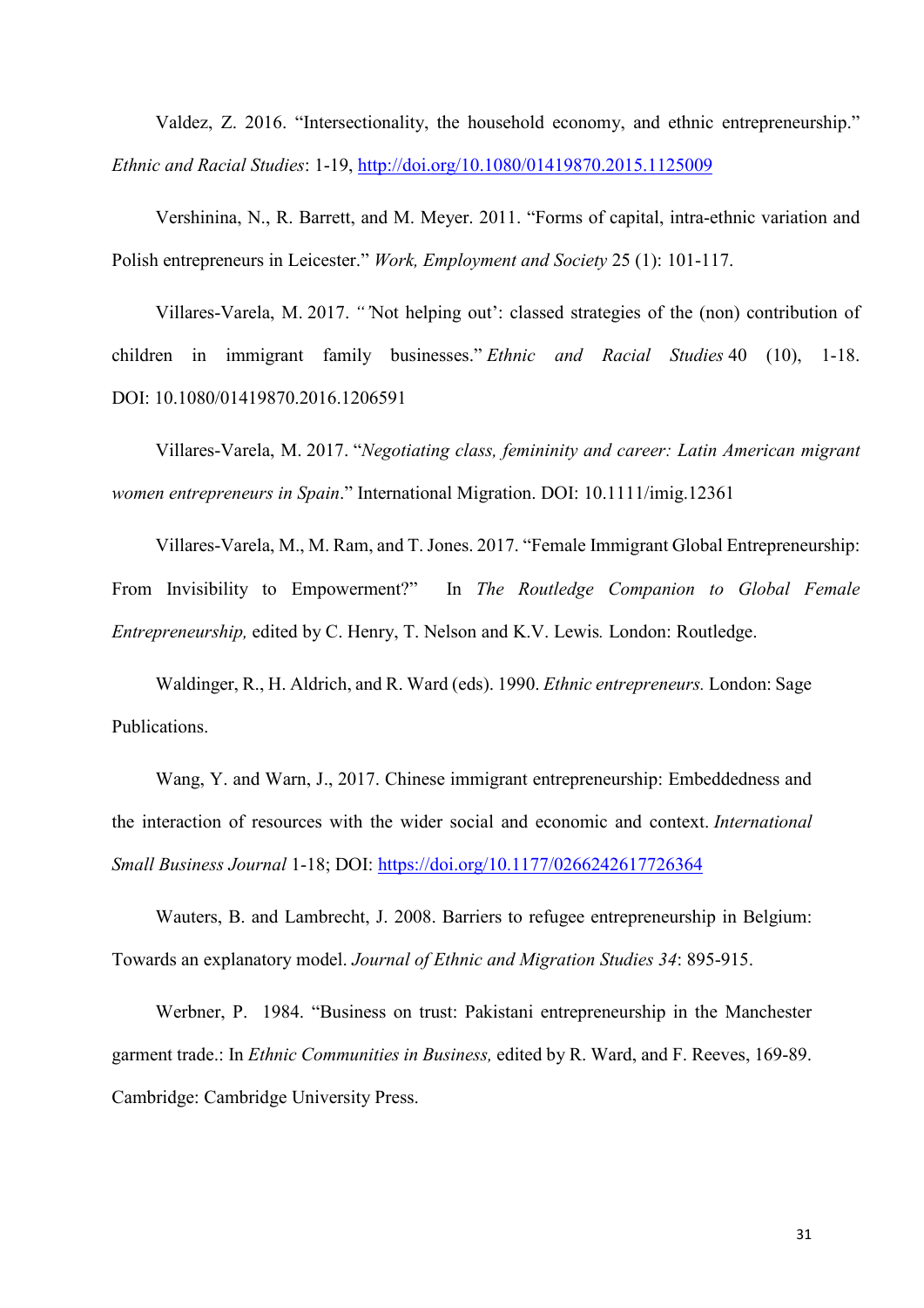Valdez, Z. 2016. "Intersectionality, the household economy, and ethnic entrepreneurship." *Ethnic and Racial Studies*: 1-19, http://doi.org/10.1080/01419870.2015.1125009

Vershinina, N., R. Barrett, and M. Meyer. 2011. "Forms of capital, intra-ethnic variation and Polish entrepreneurs in Leicester." *Work, Employment and Society* 25 (1): 101-117.

Villares-Varela, M. 2017. *"'*Not helping out': classed strategies of the (non) contribution of children in immigrant family businesses." *Ethnic and Racial Studies* 40 (10), 1-18. DOI: 10.1080/01419870.2016.1206591

Villares-Varela, M. 2017. "*Negotiating class, femininity and career: Latin American migrant women entrepreneurs in Spain*." International Migration. DOI: 10.1111/imig.12361

Villares-Varela, M., M. Ram, and T. Jones. 2017. "Female Immigrant Global Entrepreneurship: From Invisibility to Empowerment?" In *The Routledge Companion to Global Female Entrepreneurship,* edited by C. Henry, T. Nelson and K.V. Lewis*.* London: Routledge.

Waldinger, R., H. Aldrich, and R. Ward (eds). 1990. *Ethnic entrepreneurs.* London: Sage Publications.

Wang, Y. and Warn, J., 2017. Chinese immigrant entrepreneurship: Embeddedness and the interaction of resources with the wider social and economic and context. *International Small Business Journal* 1-18; DOI: https://doi.org/10.1177/0266242617726364

Wauters, B. and Lambrecht, J. 2008. Barriers to refugee entrepreneurship in Belgium: Towards an explanatory model. *Journal of Ethnic and Migration Studies 34*: 895-915.

Werbner, P. 1984. "Business on trust: Pakistani entrepreneurship in the Manchester garment trade.: In *Ethnic Communities in Business,* edited by R. Ward, and F. Reeves, 169-89. Cambridge: Cambridge University Press.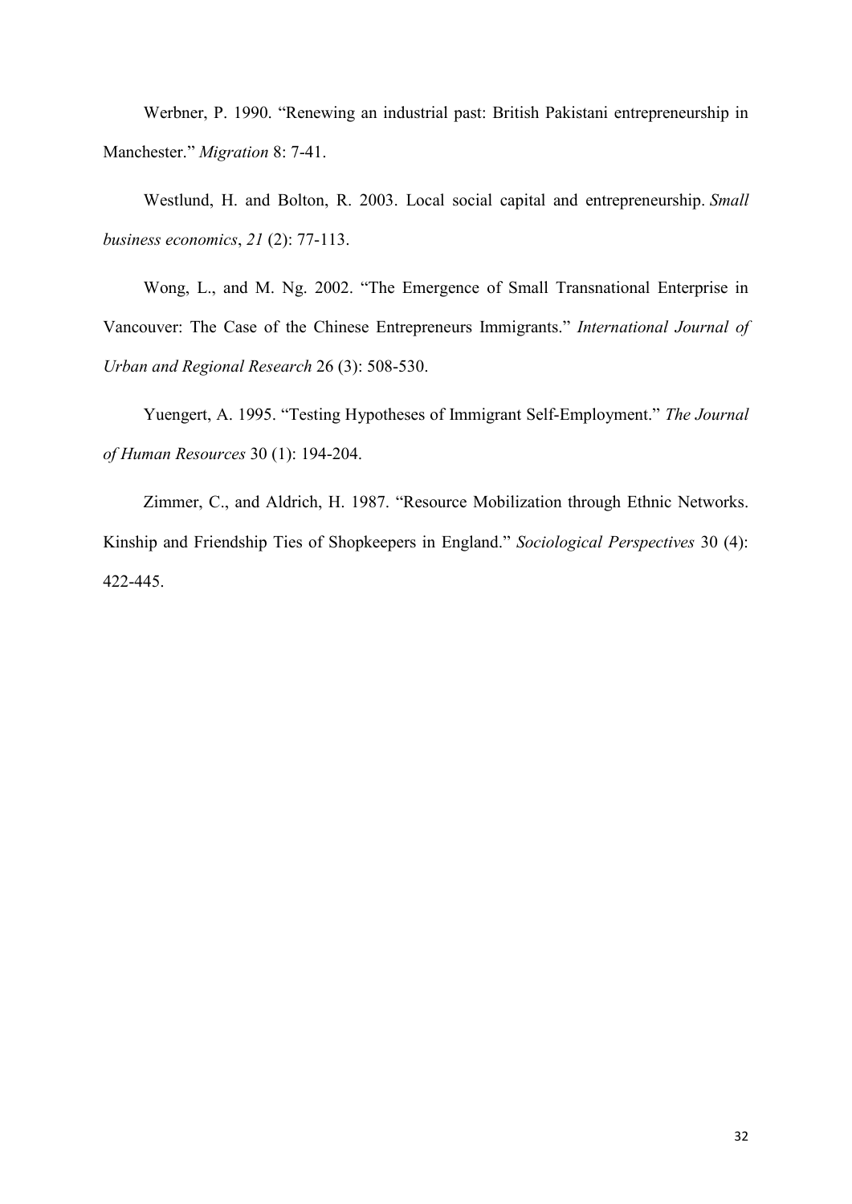Werbner, P. 1990. “Renewing an industrial past: British Pakistani entrepreneurship in Manchester.” *Migration* 8: 7-41.

Westlund, H. and Bolton, R. 2003. Local social capital and entrepreneurship. *Small business economics*, *21* (2): 77-113.

Wong, L., and M. Ng. 2002. “The Emergence of Small Transnational Enterprise in Vancouver: The Case of the Chinese Entrepreneurs Immigrants.” *International Journal of Urban and Regional Research* 26 (3): 508-530.

Yuengert, A. 1995. “Testing Hypotheses of Immigrant Self-Employment.” *The Journal of Human Resources* 30 (1): 194-204.

Zimmer, C., and Aldrich, H. 1987. “Resource Mobilization through Ethnic Networks. Kinship and Friendship Ties of Shopkeepers in England.” *Sociological Perspectives* 30 (4): 422-445.